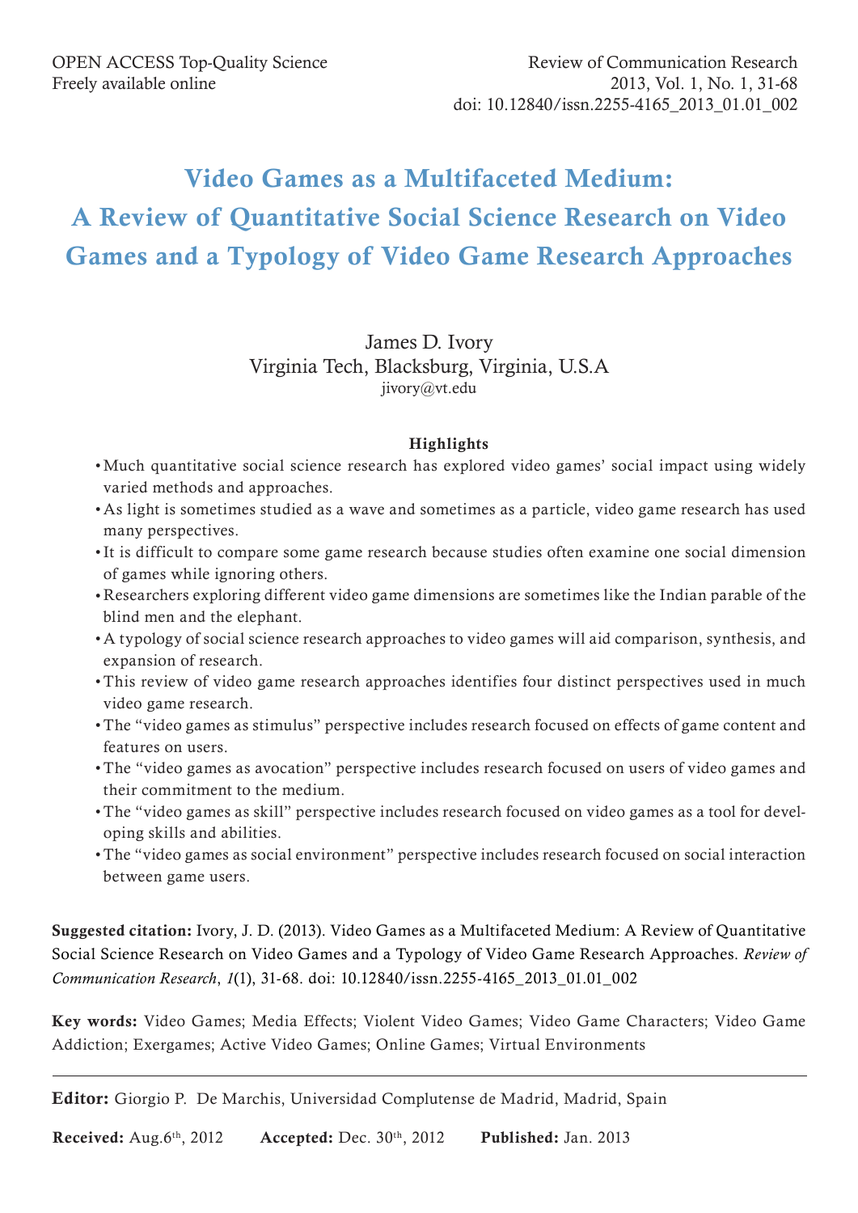OPEN ACCESS Top-Quality Science
Freely available online

Review of Communication Research
2013, Vol. 1, No. 1, 31-68
doi: 10.12840/issn.2255-4165_2013_01.01_002

# Video Games as a Multifaceted Medium: A Review of Quantitative Social Science Research on Video Games and a Typology of Video Game Research Approaches

James D. Ivory
Virginia Tech, Blacksburg, Virginia, U.S.A
jivory@vt.edu

**Highlights**

- Much quantitative social science research has explored video games' social impact using widely varied methods and approaches.
- As light is sometimes studied as a wave and sometimes as a particle, video game research has used many perspectives.
- It is difficult to compare some game research because studies often examine one social dimension of games while ignoring others.
- Researchers exploring different video game dimensions are sometimes like the Indian parable of the blind men and the elephant.
- A typology of social science research approaches to video games will aid comparison, synthesis, and expansion of research.
- This review of video game research approaches identifies four distinct perspectives used in much video game research.
- The "video games as stimulus" perspective includes research focused on effects of game content and features on users.
- The "video games as avocation" perspective includes research focused on users of video games and their commitment to the medium.
- The "video games as skill" perspective includes research focused on video games as a tool for developing skills and abilities.
- The "video games as social environment" perspective includes research focused on social interaction between game users.

**Suggested citation:** Ivory, J. D. (2013). Video Games as a Multifaceted Medium: A Review of Quantitative Social Science Research on Video Games and a Typology of Video Game Research Approaches. *Review of Communication Research*, *1*(1), 31-68. doi: 10.12840/issn.2255-4165_2013_01.01_002

**Key words:** Video Games; Media Effects; Violent Video Games; Video Game Characters; Video Game Addiction; Exergames; Active Video Games; Online Games; Virtual Environments

---

**Editor:** Giorgio P. De Marchis, Universidad Complutense de Madrid, Madrid, Spain

**Received:** Aug.6th, 2012 **Accepted:** Dec. 30th, 2012 **Published:** Jan. 2013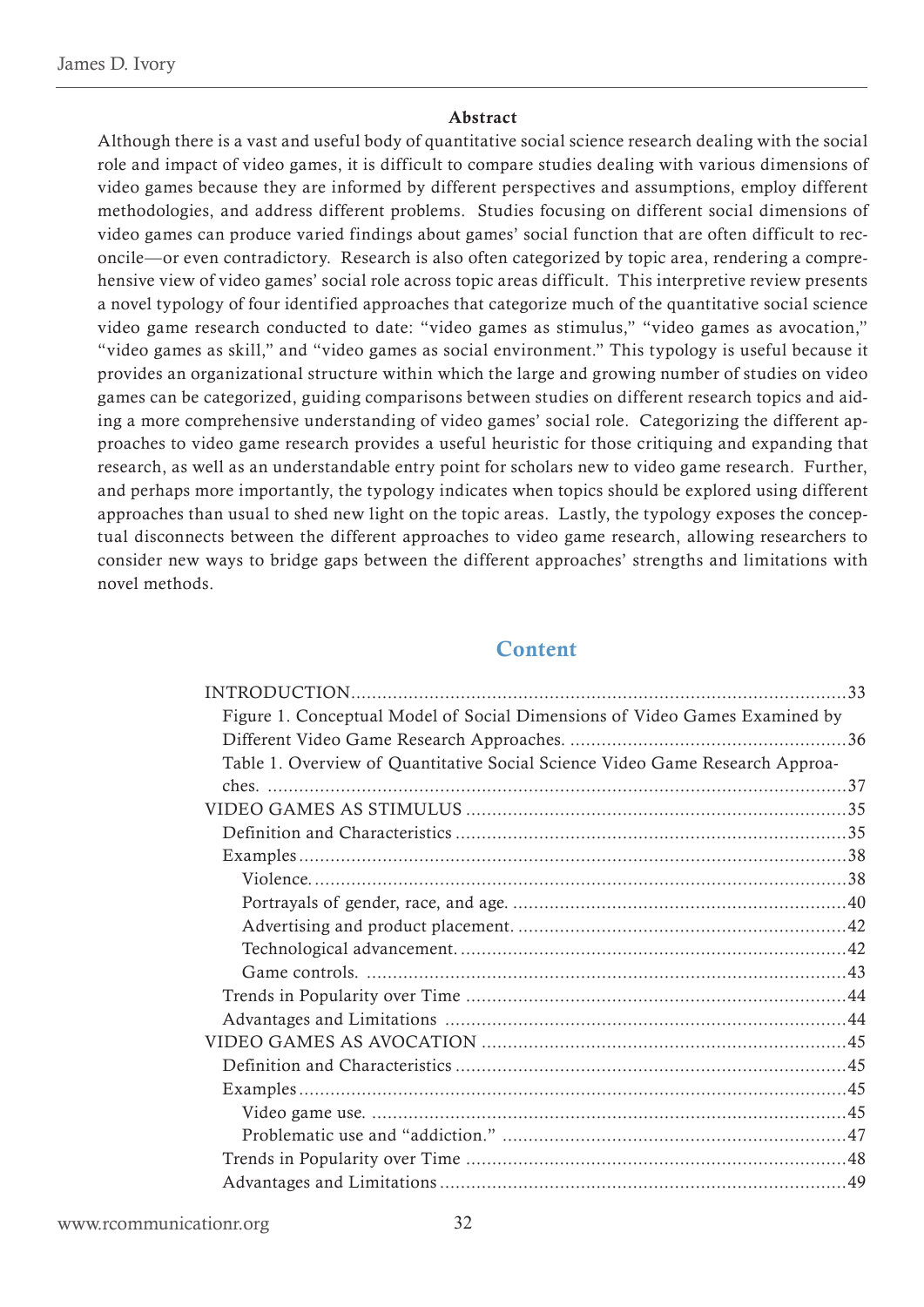## Abstract

Although there is a vast and useful body of quantitative social science research dealing with the social role and impact of video games, it is difficult to compare studies dealing with various dimensions of video games because they are informed by different perspectives and assumptions, employ different methodologies, and address different problems. Studies focusing on different social dimensions of video games can produce varied findings about games' social function that are often difficult to reconcile—or even contradictory. Research is also often categorized by topic area, rendering a comprehensive view of video games' social role across topic areas difficult. This interpretive review presents a novel typology of four identified approaches that categorize much of the quantitative social science video game research conducted to date: "video games as stimulus," "video games as avocation," "video games as skill," and "video games as social environment." This typology is useful because it provides an organizational structure within which the large and growing number of studies on video games can be categorized, guiding comparisons between studies on different research topics and aiding a more comprehensive understanding of video games' social role. Categorizing the different approaches to video game research provides a useful heuristic for those critiquing and expanding that research, as well as an understandable entry point for scholars new to video game research. Further, and perhaps more importantly, the typology indicates when topics should be explored using different approaches than usual to shed new light on the topic areas. Lastly, the typology exposes the conceptual disconnects between the different approaches to video game research, allowing researchers to consider new ways to bridge gaps between the different approaches' strengths and limitations with novel methods.

## Content

- INTRODUCTION .......... 33
  - Figure 1. Conceptual Model of Social Dimensions of Video Games Examined by Different Video Game Research Approaches. .......... 36
  - Table 1. Overview of Quantitative Social Science Video Game Research Approaches. .......... 37
- VIDEO GAMES AS STIMULUS .......... 35
  - Definition and Characteristics .......... 35
  - Examples .......... 38
    - Violence. .......... 38
    - Portrayals of gender, race, and age. .......... 40
    - Advertising and product placement. .......... 42
    - Technological advancement. .......... 42
    - Game controls. .......... 43
  - Trends in Popularity over Time .......... 44
  - Advantages and Limitations .......... 44
- VIDEO GAMES AS AVOCATION .......... 45
  - Definition and Characteristics .......... 45
  - Examples .......... 45
    - Video game use. .......... 45
    - Problematic use and "addiction." .......... 47
  - Trends in Popularity over Time .......... 48
  - Advantages and Limitations .......... 49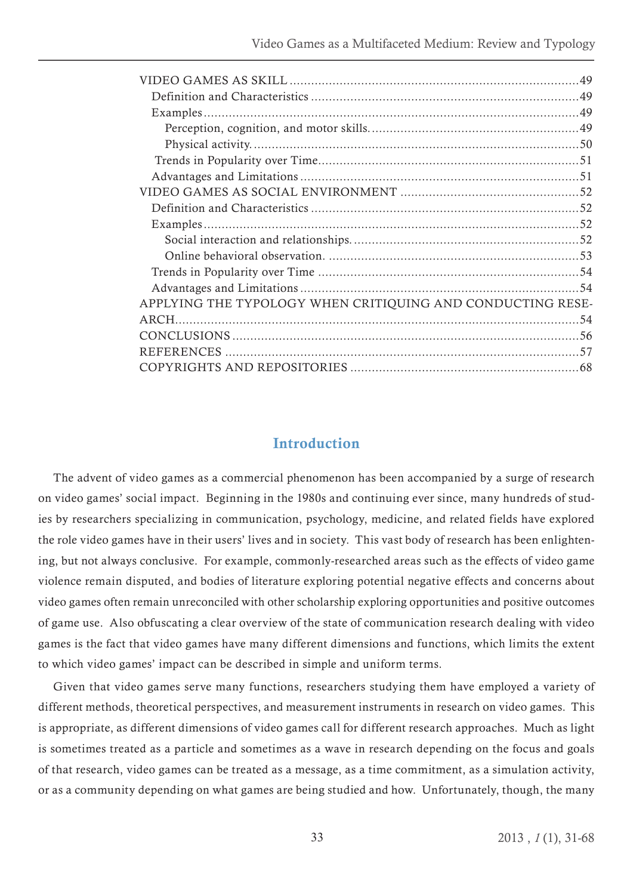- VIDEO GAMES AS SKILL ....................................................................................49
  - Definition and Characteristics ...........................................................................49
  - Examples .........................................................................................................49
    - Perception, cognition, and motor skills. ..........................................................49
    - Physical activity. ............................................................................................50
  - Trends in Popularity over Time .........................................................................51
  - Advantages and Limitations ..............................................................................51
- VIDEO GAMES AS SOCIAL ENVIRONMENT ..................................................52
  - Definition and Characteristics ...........................................................................52
  - Examples .........................................................................................................52
    - Social interaction and relationships. ...............................................................52
    - Online behavioral observation. ......................................................................53
  - Trends in Popularity over Time .........................................................................54
  - Advantages and Limitations ..............................................................................54
- APPLYING THE TYPOLOGY WHEN CRITIQUING AND CONDUCTING RESEARCH .................................................................................................................54
- CONCLUSIONS ..................................................................................................56
- REFERENCES ....................................................................................................57
- COPYRIGHTS AND REPOSITORIES .................................................................68

## Introduction

The advent of video games as a commercial phenomenon has been accompanied by a surge of research on video games' social impact. Beginning in the 1980s and continuing ever since, many hundreds of studies by researchers specializing in communication, psychology, medicine, and related fields have explored the role video games have in their users' lives and in society. This vast body of research has been enlightening, but not always conclusive. For example, commonly-researched areas such as the effects of video game violence remain disputed, and bodies of literature exploring potential negative effects and concerns about video games often remain unreconciled with other scholarship exploring opportunities and positive outcomes of game use. Also obfuscating a clear overview of the state of communication research dealing with video games is the fact that video games have many different dimensions and functions, which limits the extent to which video games' impact can be described in simple and uniform terms.

Given that video games serve many functions, researchers studying them have employed a variety of different methods, theoretical perspectives, and measurement instruments in research on video games. This is appropriate, as different dimensions of video games call for different research approaches. Much as light is sometimes treated as a particle and sometimes as a wave in research depending on the focus and goals of that research, video games can be treated as a message, as a time commitment, as a simulation activity, or as a community depending on what games are being studied and how. Unfortunately, though, the many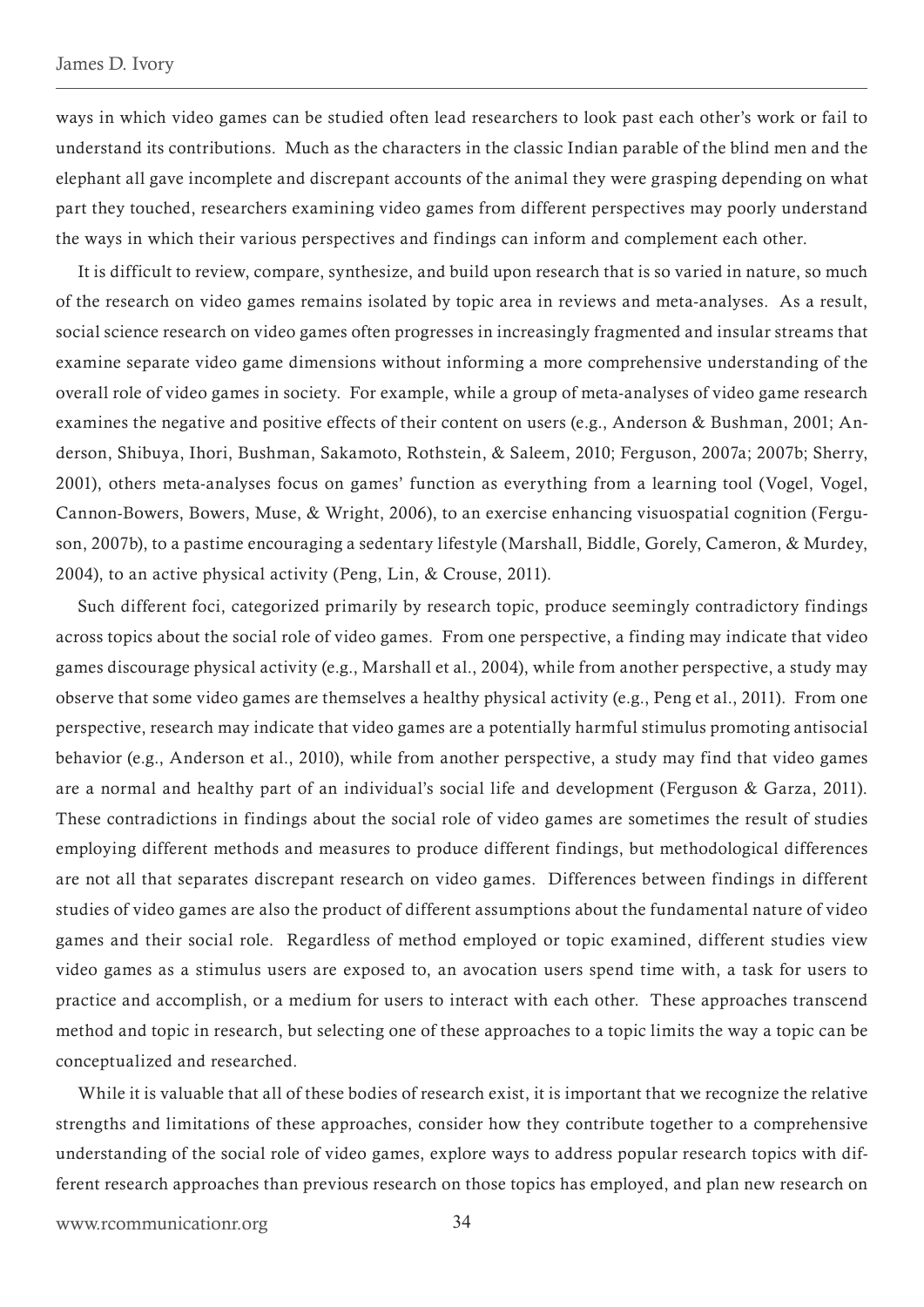ways in which video games can be studied often lead researchers to look past each other's work or fail to understand its contributions. Much as the characters in the classic Indian parable of the blind men and the elephant all gave incomplete and discrepant accounts of the animal they were grasping depending on what part they touched, researchers examining video games from different perspectives may poorly understand the ways in which their various perspectives and findings can inform and complement each other.

It is difficult to review, compare, synthesize, and build upon research that is so varied in nature, so much of the research on video games remains isolated by topic area in reviews and meta-analyses. As a result, social science research on video games often progresses in increasingly fragmented and insular streams that examine separate video game dimensions without informing a more comprehensive understanding of the overall role of video games in society. For example, while a group of meta-analyses of video game research examines the negative and positive effects of their content on users (e.g., Anderson & Bushman, 2001; Anderson, Shibuya, Ihori, Bushman, Sakamoto, Rothstein, & Saleem, 2010; Ferguson, 2007a; 2007b; Sherry, 2001), others meta-analyses focus on games' function as everything from a learning tool (Vogel, Vogel, Cannon-Bowers, Bowers, Muse, & Wright, 2006), to an exercise enhancing visuospatial cognition (Ferguson, 2007b), to a pastime encouraging a sedentary lifestyle (Marshall, Biddle, Gorely, Cameron, & Murdey, 2004), to an active physical activity (Peng, Lin, & Crouse, 2011).

Such different foci, categorized primarily by research topic, produce seemingly contradictory findings across topics about the social role of video games. From one perspective, a finding may indicate that video games discourage physical activity (e.g., Marshall et al., 2004), while from another perspective, a study may observe that some video games are themselves a healthy physical activity (e.g., Peng et al., 2011). From one perspective, research may indicate that video games are a potentially harmful stimulus promoting antisocial behavior (e.g., Anderson et al., 2010), while from another perspective, a study may find that video games are a normal and healthy part of an individual's social life and development (Ferguson & Garza, 2011). These contradictions in findings about the social role of video games are sometimes the result of studies employing different methods and measures to produce different findings, but methodological differences are not all that separates discrepant research on video games. Differences between findings in different studies of video games are also the product of different assumptions about the fundamental nature of video games and their social role. Regardless of method employed or topic examined, different studies view video games as a stimulus users are exposed to, an avocation users spend time with, a task for users to practice and accomplish, or a medium for users to interact with each other. These approaches transcend method and topic in research, but selecting one of these approaches to a topic limits the way a topic can be conceptualized and researched.

While it is valuable that all of these bodies of research exist, it is important that we recognize the relative strengths and limitations of these approaches, consider how they contribute together to a comprehensive understanding of the social role of video games, explore ways to address popular research topics with different research approaches than previous research on those topics has employed, and plan new research on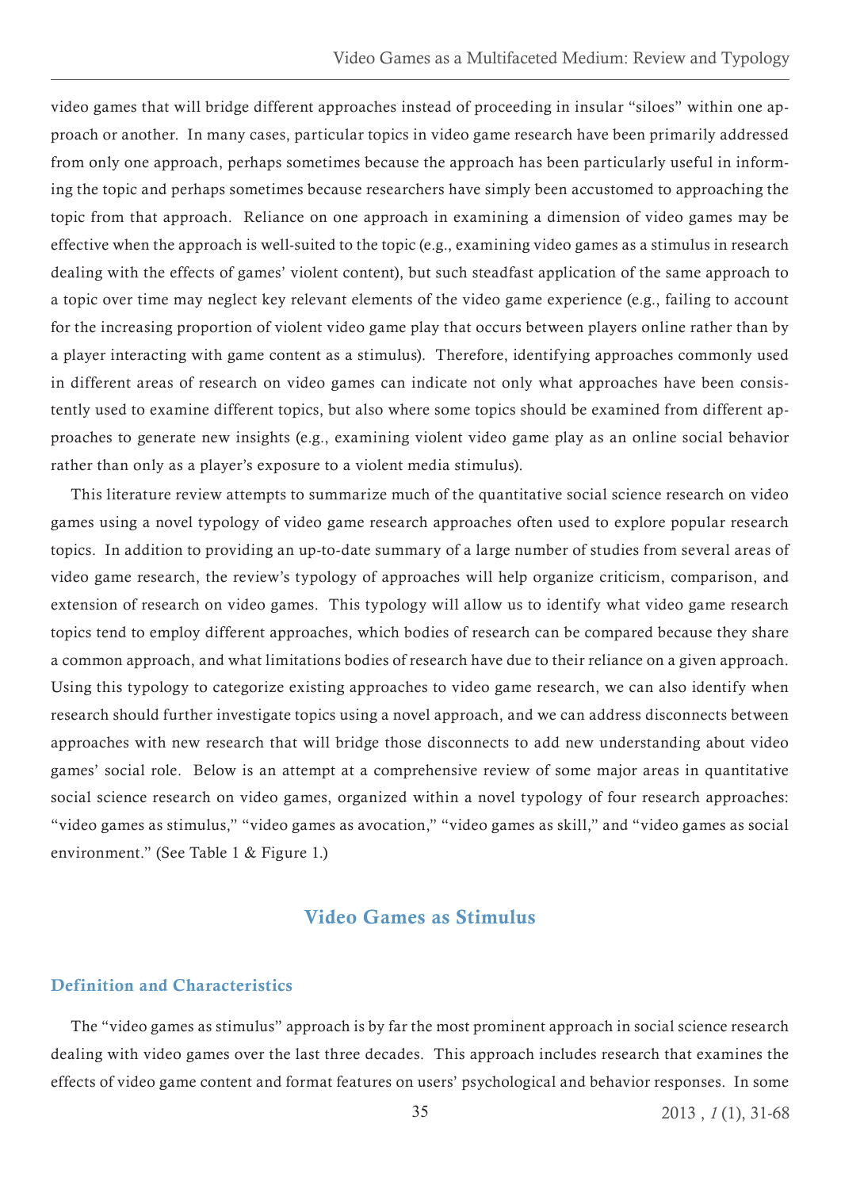video games that will bridge different approaches instead of proceeding in insular "siloes" within one approach or another. In many cases, particular topics in video game research have been primarily addressed from only one approach, perhaps sometimes because the approach has been particularly useful in informing the topic and perhaps sometimes because researchers have simply been accustomed to approaching the topic from that approach. Reliance on one approach in examining a dimension of video games may be effective when the approach is well-suited to the topic (e.g., examining video games as a stimulus in research dealing with the effects of games' violent content), but such steadfast application of the same approach to a topic over time may neglect key relevant elements of the video game experience (e.g., failing to account for the increasing proportion of violent video game play that occurs between players online rather than by a player interacting with game content as a stimulus). Therefore, identifying approaches commonly used in different areas of research on video games can indicate not only what approaches have been consistently used to examine different topics, but also where some topics should be examined from different approaches to generate new insights (e.g., examining violent video game play as an online social behavior rather than only as a player's exposure to a violent media stimulus).

This literature review attempts to summarize much of the quantitative social science research on video games using a novel typology of video game research approaches often used to explore popular research topics. In addition to providing an up-to-date summary of a large number of studies from several areas of video game research, the review's typology of approaches will help organize criticism, comparison, and extension of research on video games. This typology will allow us to identify what video game research topics tend to employ different approaches, which bodies of research can be compared because they share a common approach, and what limitations bodies of research have due to their reliance on a given approach. Using this typology to categorize existing approaches to video game research, we can also identify when research should further investigate topics using a novel approach, and we can address disconnects between approaches with new research that will bridge those disconnects to add new understanding about video games' social role. Below is an attempt at a comprehensive review of some major areas in quantitative social science research on video games, organized within a novel typology of four research approaches: "video games as stimulus," "video games as avocation," "video games as skill," and "video games as social environment." (See Table 1 & Figure 1.)

## Video Games as Stimulus

### Definition and Characteristics

The "video games as stimulus" approach is by far the most prominent approach in social science research dealing with video games over the last three decades. This approach includes research that examines the effects of video game content and format features on users' psychological and behavior responses. In some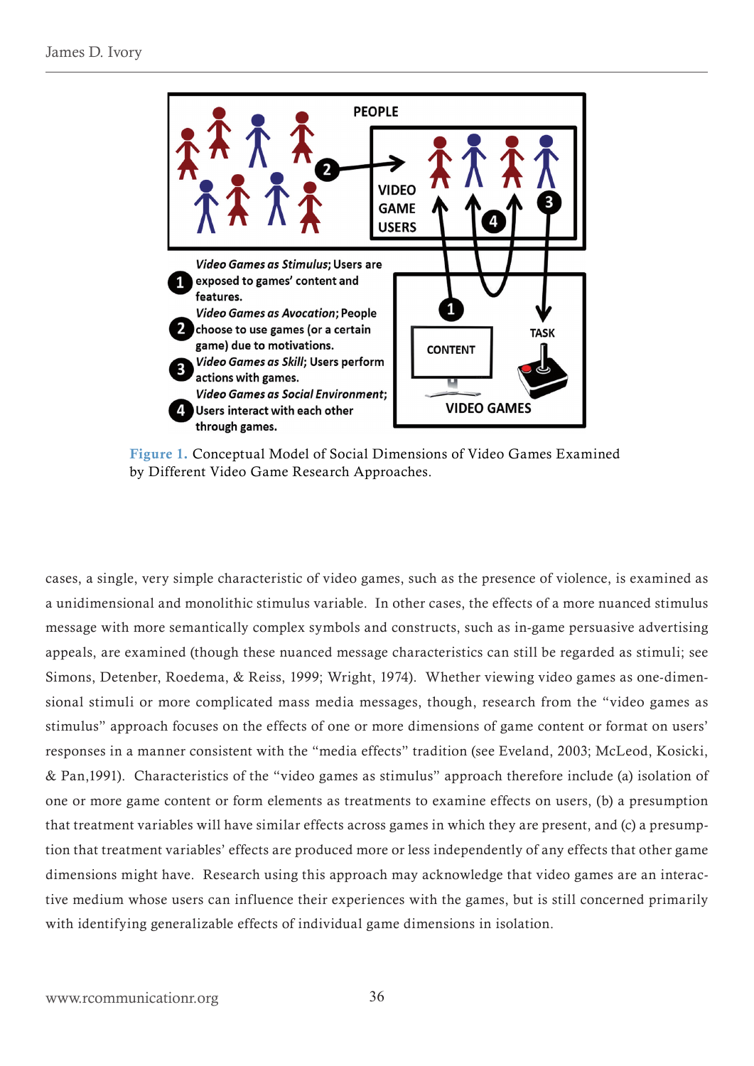**Figure 1.** Conceptual Model of Social Dimensions of Video Games Examined by Different Video Game Research Approaches.

cases, a single, very simple characteristic of video games, such as the presence of violence, is examined as a unidimensional and monolithic stimulus variable. In other cases, the effects of a more nuanced stimulus message with more semantically complex symbols and constructs, such as in-game persuasive advertising appeals, are examined (though these nuanced message characteristics can still be regarded as stimuli; see Simons, Detenber, Roedema, & Reiss, 1999; Wright, 1974). Whether viewing video games as one-dimensional stimuli or more complicated mass media messages, though, research from the "video games as stimulus" approach focuses on the effects of one or more dimensions of game content or format on users' responses in a manner consistent with the "media effects" tradition (see Eveland, 2003; McLeod, Kosicki, & Pan,1991). Characteristics of the "video games as stimulus" approach therefore include (a) isolation of one or more game content or form elements as treatments to examine effects on users, (b) a presumption that treatment variables will have similar effects across games in which they are present, and (c) a presumption that treatment variables' effects are produced more or less independently of any effects that other game dimensions might have. Research using this approach may acknowledge that video games are an interactive medium whose users can influence their experiences with the games, but is still concerned primarily with identifying generalizable effects of individual game dimensions in isolation.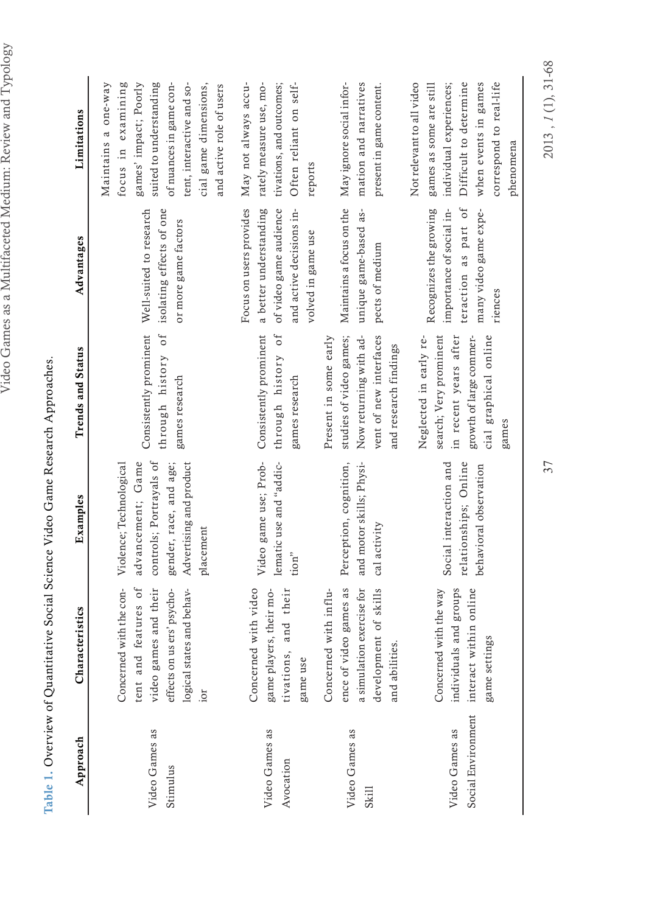Table 1. Overview of Quantitative Social Science Video Game Research Approaches.

| Approach | Characteristics | Examples | Trends and Status | Advantages | Limitations |
|---|---|---|---|---|---|
| Video Games as Stimulus | Concerned with the content and features of video games and their effects on users' psychological states and behavior | Violence; Technological advancement; Game controls; Portrayals of gender, race, and age; Advertising and product placement | Consistently prominent through history of games research | Well-suited to research isolating effects of one or more game factors | Maintains a one-way focus in examining games' impact; Poorly suited to understanding of nuances in game content, interactive and social game dimensions, and active role of users |
| Video Games as Avocation | Concerned with video game players, their motivations, and their game use | Video game use; Problematic use and "addiction" | Consistently prominent through history of games research | Focus on users provides a better understanding of video game audience and active decisions involved in game use | May not always accurately measure use, motivations, and outcomes; Often reliant on self-reports |
| Video Games as Skill | Concerned with influence of video games as a simulation exercise for development of skills and abilities. | Perception, cognition, and motor skills; Physical activity | Present in some early studies of video games; Now returning with advent of new interfaces and research findings | Maintains a focus on the unique game-based aspects of medium | May ignore social information and narratives present in game content. |
| Video Games as Social Environment | Concerned with the way individuals and groups interact within online game settings | Social interaction and relationships; Online behavioral observation | Neglected in early research; Very prominent in recent years after growth of large commercial graphical online games | Recognizes the growing importance of social interaction as part of many video game experiences | Not relevant to all video games as some are still individual experiences; Difficult to determine when events in games correspond to real-life phenomena |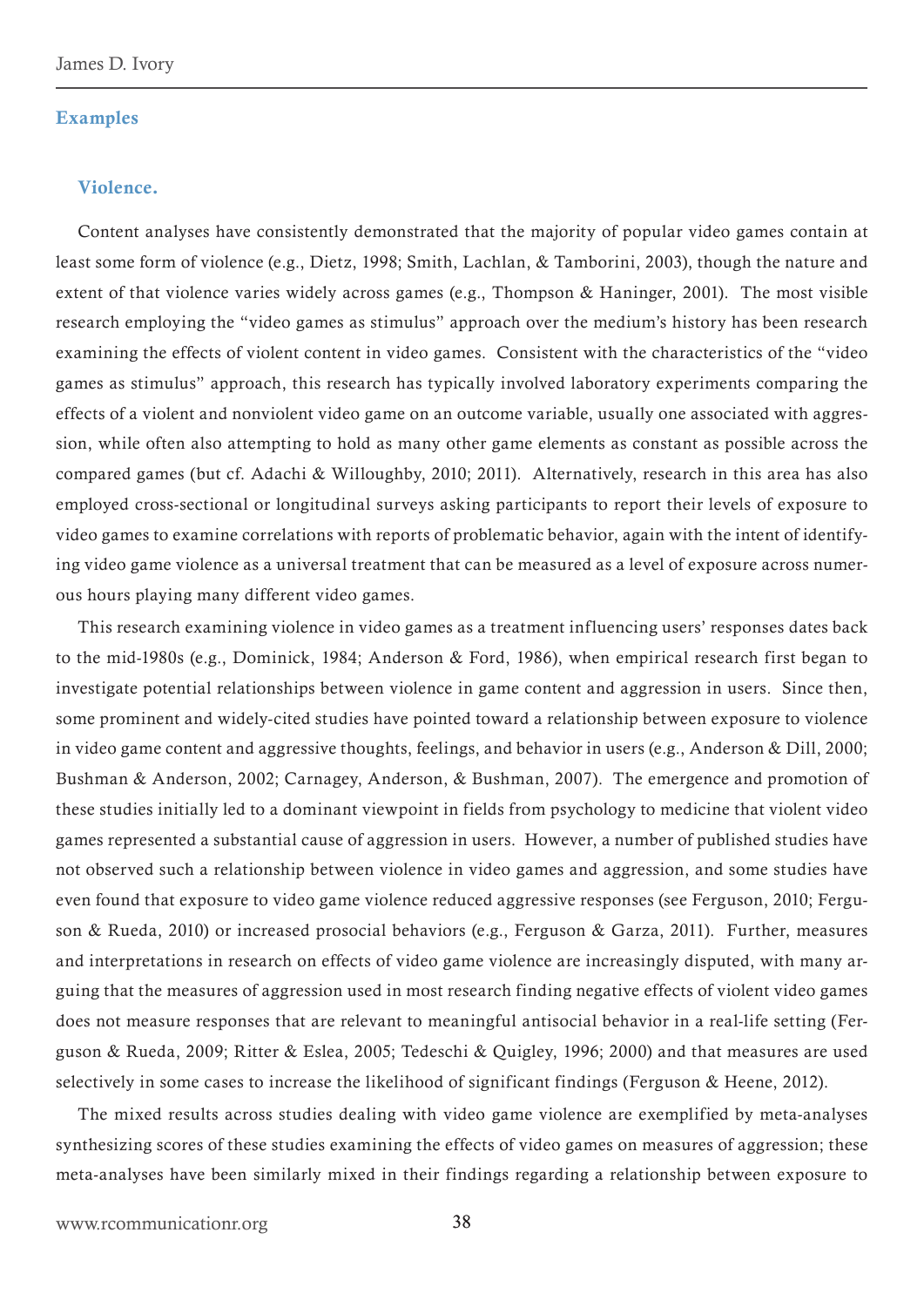## Examples

### Violence.

Content analyses have consistently demonstrated that the majority of popular video games contain at least some form of violence (e.g., Dietz, 1998; Smith, Lachlan, & Tamborini, 2003), though the nature and extent of that violence varies widely across games (e.g., Thompson & Haninger, 2001). The most visible research employing the "video games as stimulus" approach over the medium's history has been research examining the effects of violent content in video games. Consistent with the characteristics of the "video games as stimulus" approach, this research has typically involved laboratory experiments comparing the effects of a violent and nonviolent video game on an outcome variable, usually one associated with aggression, while often also attempting to hold as many other game elements as constant as possible across the compared games (but cf. Adachi & Willoughby, 2010; 2011). Alternatively, research in this area has also employed cross-sectional or longitudinal surveys asking participants to report their levels of exposure to video games to examine correlations with reports of problematic behavior, again with the intent of identifying video game violence as a universal treatment that can be measured as a level of exposure across numerous hours playing many different video games.

This research examining violence in video games as a treatment influencing users' responses dates back to the mid-1980s (e.g., Dominick, 1984; Anderson & Ford, 1986), when empirical research first began to investigate potential relationships between violence in game content and aggression in users. Since then, some prominent and widely-cited studies have pointed toward a relationship between exposure to violence in video game content and aggressive thoughts, feelings, and behavior in users (e.g., Anderson & Dill, 2000; Bushman & Anderson, 2002; Carnagey, Anderson, & Bushman, 2007). The emergence and promotion of these studies initially led to a dominant viewpoint in fields from psychology to medicine that violent video games represented a substantial cause of aggression in users. However, a number of published studies have not observed such a relationship between violence in video games and aggression, and some studies have even found that exposure to video game violence reduced aggressive responses (see Ferguson, 2010; Ferguson & Rueda, 2010) or increased prosocial behaviors (e.g., Ferguson & Garza, 2011). Further, measures and interpretations in research on effects of video game violence are increasingly disputed, with many arguing that the measures of aggression used in most research finding negative effects of violent video games does not measure responses that are relevant to meaningful antisocial behavior in a real-life setting (Ferguson & Rueda, 2009; Ritter & Eslea, 2005; Tedeschi & Quigley, 1996; 2000) and that measures are used selectively in some cases to increase the likelihood of significant findings (Ferguson & Heene, 2012).

The mixed results across studies dealing with video game violence are exemplified by meta-analyses synthesizing scores of these studies examining the effects of video games on measures of aggression; these meta-analyses have been similarly mixed in their findings regarding a relationship between exposure to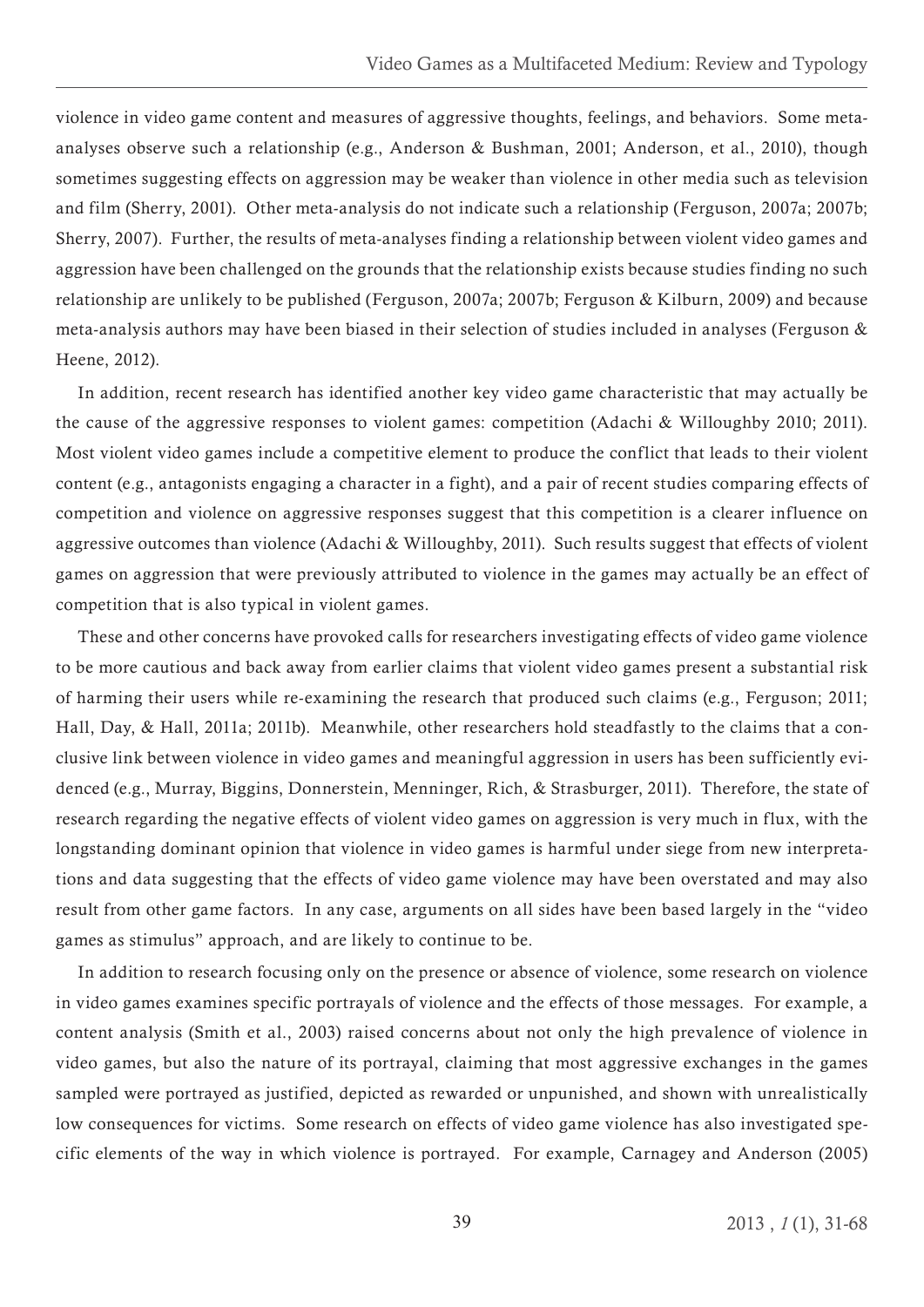violence in video game content and measures of aggressive thoughts, feelings, and behaviors. Some meta-analyses observe such a relationship (e.g., Anderson & Bushman, 2001; Anderson, et al., 2010), though sometimes suggesting effects on aggression may be weaker than violence in other media such as television and film (Sherry, 2001). Other meta-analysis do not indicate such a relationship (Ferguson, 2007a; 2007b; Sherry, 2007). Further, the results of meta-analyses finding a relationship between violent video games and aggression have been challenged on the grounds that the relationship exists because studies finding no such relationship are unlikely to be published (Ferguson, 2007a; 2007b; Ferguson & Kilburn, 2009) and because meta-analysis authors may have been biased in their selection of studies included in analyses (Ferguson & Heene, 2012).

In addition, recent research has identified another key video game characteristic that may actually be the cause of the aggressive responses to violent games: competition (Adachi & Willoughby 2010; 2011). Most violent video games include a competitive element to produce the conflict that leads to their violent content (e.g., antagonists engaging a character in a fight), and a pair of recent studies comparing effects of competition and violence on aggressive responses suggest that this competition is a clearer influence on aggressive outcomes than violence (Adachi & Willoughby, 2011). Such results suggest that effects of violent games on aggression that were previously attributed to violence in the games may actually be an effect of competition that is also typical in violent games.

These and other concerns have provoked calls for researchers investigating effects of video game violence to be more cautious and back away from earlier claims that violent video games present a substantial risk of harming their users while re-examining the research that produced such claims (e.g., Ferguson; 2011; Hall, Day, & Hall, 2011a; 2011b). Meanwhile, other researchers hold steadfastly to the claims that a conclusive link between violence in video games and meaningful aggression in users has been sufficiently evidenced (e.g., Murray, Biggins, Donnerstein, Menninger, Rich, & Strasburger, 2011). Therefore, the state of research regarding the negative effects of violent video games on aggression is very much in flux, with the longstanding dominant opinion that violence in video games is harmful under siege from new interpretations and data suggesting that the effects of video game violence may have been overstated and may also result from other game factors. In any case, arguments on all sides have been based largely in the "video games as stimulus" approach, and are likely to continue to be.

In addition to research focusing only on the presence or absence of violence, some research on violence in video games examines specific portrayals of violence and the effects of those messages. For example, a content analysis (Smith et al., 2003) raised concerns about not only the high prevalence of violence in video games, but also the nature of its portrayal, claiming that most aggressive exchanges in the games sampled were portrayed as justified, depicted as rewarded or unpunished, and shown with unrealistically low consequences for victims. Some research on effects of video game violence has also investigated specific elements of the way in which violence is portrayed. For example, Carnagey and Anderson (2005)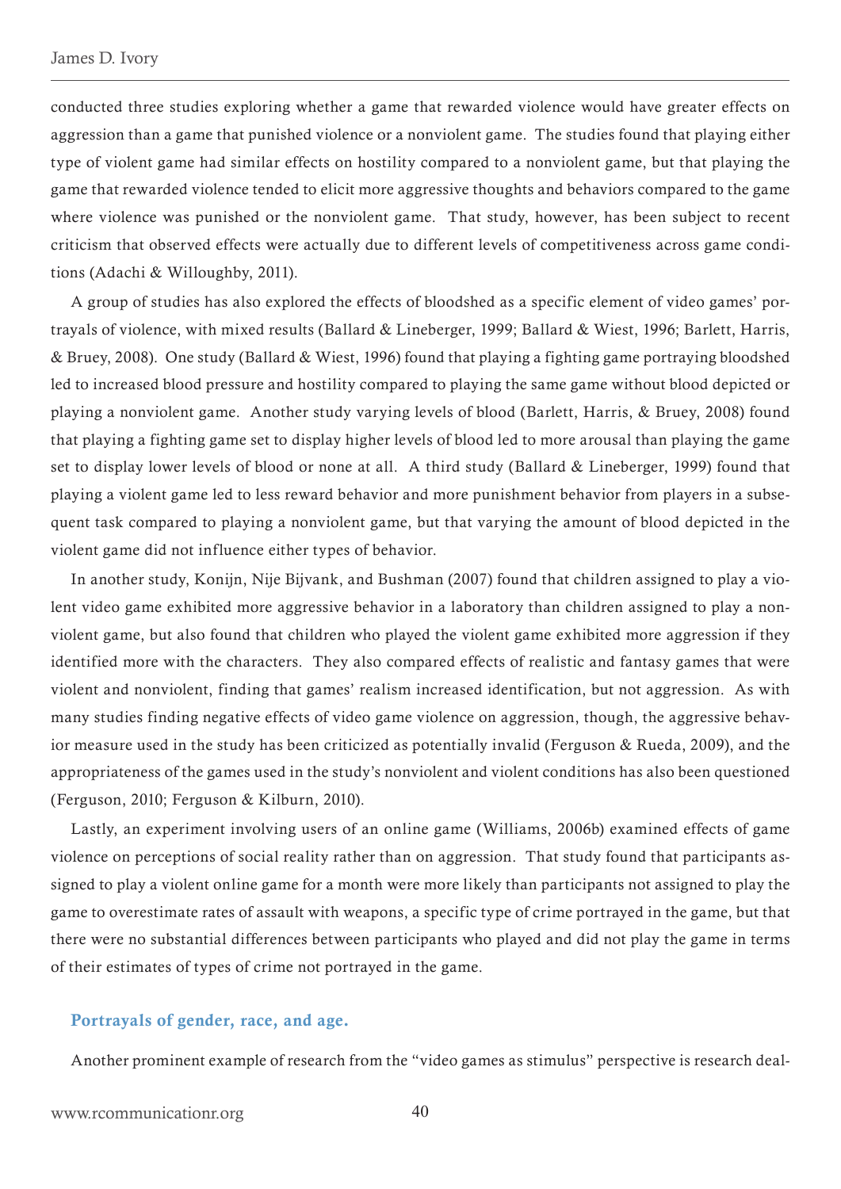conducted three studies exploring whether a game that rewarded violence would have greater effects on aggression than a game that punished violence or a nonviolent game. The studies found that playing either type of violent game had similar effects on hostility compared to a nonviolent game, but that playing the game that rewarded violence tended to elicit more aggressive thoughts and behaviors compared to the game where violence was punished or the nonviolent game. That study, however, has been subject to recent criticism that observed effects were actually due to different levels of competitiveness across game conditions (Adachi & Willoughby, 2011).

A group of studies has also explored the effects of bloodshed as a specific element of video games' portrayals of violence, with mixed results (Ballard & Lineberger, 1999; Ballard & Wiest, 1996; Barlett, Harris, & Bruey, 2008). One study (Ballard & Wiest, 1996) found that playing a fighting game portraying bloodshed led to increased blood pressure and hostility compared to playing the same game without blood depicted or playing a nonviolent game. Another study varying levels of blood (Barlett, Harris, & Bruey, 2008) found that playing a fighting game set to display higher levels of blood led to more arousal than playing the game set to display lower levels of blood or none at all. A third study (Ballard & Lineberger, 1999) found that playing a violent game led to less reward behavior and more punishment behavior from players in a subsequent task compared to playing a nonviolent game, but that varying the amount of blood depicted in the violent game did not influence either types of behavior.

In another study, Konijn, Nije Bijvank, and Bushman (2007) found that children assigned to play a violent video game exhibited more aggressive behavior in a laboratory than children assigned to play a nonviolent game, but also found that children who played the violent game exhibited more aggression if they identified more with the characters. They also compared effects of realistic and fantasy games that were violent and nonviolent, finding that games' realism increased identification, but not aggression. As with many studies finding negative effects of video game violence on aggression, though, the aggressive behavior measure used in the study has been criticized as potentially invalid (Ferguson & Rueda, 2009), and the appropriateness of the games used in the study's nonviolent and violent conditions has also been questioned (Ferguson, 2010; Ferguson & Kilburn, 2010).

Lastly, an experiment involving users of an online game (Williams, 2006b) examined effects of game violence on perceptions of social reality rather than on aggression. That study found that participants assigned to play a violent online game for a month were more likely than participants not assigned to play the game to overestimate rates of assault with weapons, a specific type of crime portrayed in the game, but that there were no substantial differences between participants who played and did not play the game in terms of their estimates of types of crime not portrayed in the game.

### Portrayals of gender, race, and age.

Another prominent example of research from the "video games as stimulus" perspective is research deal-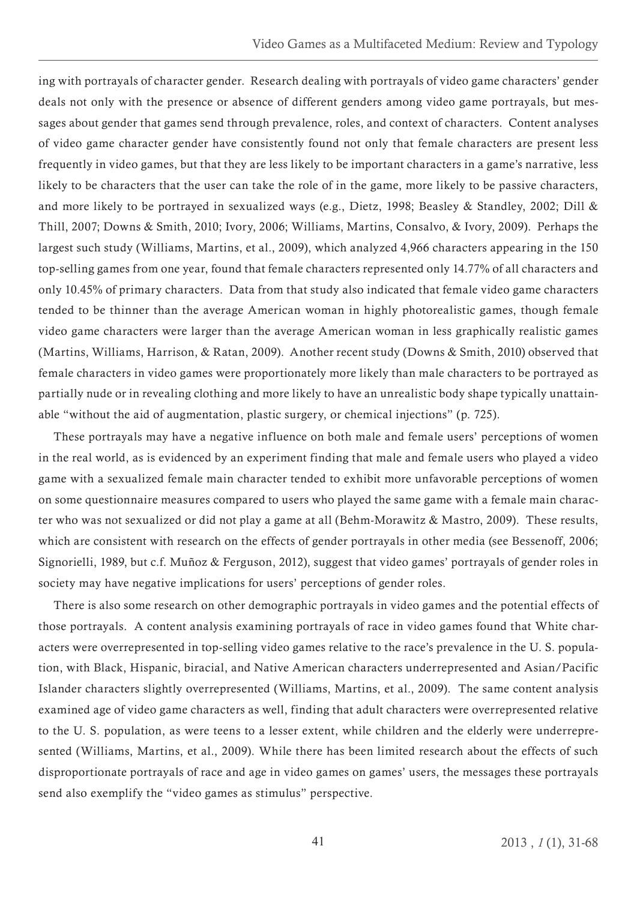ing with portrayals of character gender. Research dealing with portrayals of video game characters' gender deals not only with the presence or absence of different genders among video game portrayals, but messages about gender that games send through prevalence, roles, and context of characters. Content analyses of video game character gender have consistently found not only that female characters are present less frequently in video games, but that they are less likely to be important characters in a game's narrative, less likely to be characters that the user can take the role of in the game, more likely to be passive characters, and more likely to be portrayed in sexualized ways (e.g., Dietz, 1998; Beasley & Standley, 2002; Dill & Thill, 2007; Downs & Smith, 2010; Ivory, 2006; Williams, Martins, Consalvo, & Ivory, 2009). Perhaps the largest such study (Williams, Martins, et al., 2009), which analyzed 4,966 characters appearing in the 150 top-selling games from one year, found that female characters represented only 14.77% of all characters and only 10.45% of primary characters. Data from that study also indicated that female video game characters tended to be thinner than the average American woman in highly photorealistic games, though female video game characters were larger than the average American woman in less graphically realistic games (Martins, Williams, Harrison, & Ratan, 2009). Another recent study (Downs & Smith, 2010) observed that female characters in video games were proportionately more likely than male characters to be portrayed as partially nude or in revealing clothing and more likely to have an unrealistic body shape typically unattainable "without the aid of augmentation, plastic surgery, or chemical injections" (p. 725).

These portrayals may have a negative influence on both male and female users' perceptions of women in the real world, as is evidenced by an experiment finding that male and female users who played a video game with a sexualized female main character tended to exhibit more unfavorable perceptions of women on some questionnaire measures compared to users who played the same game with a female main character who was not sexualized or did not play a game at all (Behm-Morawitz & Mastro, 2009). These results, which are consistent with research on the effects of gender portrayals in other media (see Bessenoff, 2006; Signorielli, 1989, but c.f. Muñoz & Ferguson, 2012), suggest that video games' portrayals of gender roles in society may have negative implications for users' perceptions of gender roles.

There is also some research on other demographic portrayals in video games and the potential effects of those portrayals. A content analysis examining portrayals of race in video games found that White characters were overrepresented in top-selling video games relative to the race's prevalence in the U. S. population, with Black, Hispanic, biracial, and Native American characters underrepresented and Asian/Pacific Islander characters slightly overrepresented (Williams, Martins, et al., 2009). The same content analysis examined age of video game characters as well, finding that adult characters were overrepresented relative to the U. S. population, as were teens to a lesser extent, while children and the elderly were underrepresented (Williams, Martins, et al., 2009). While there has been limited research about the effects of such disproportionate portrayals of race and age in video games on games' users, the messages these portrayals send also exemplify the "video games as stimulus" perspective.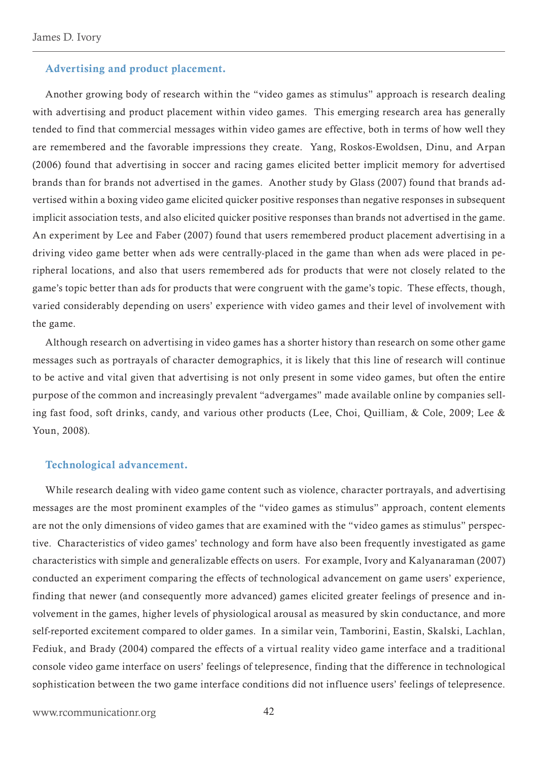### Advertising and product placement.

Another growing body of research within the "video games as stimulus" approach is research dealing with advertising and product placement within video games. This emerging research area has generally tended to find that commercial messages within video games are effective, both in terms of how well they are remembered and the favorable impressions they create. Yang, Roskos-Ewoldsen, Dinu, and Arpan (2006) found that advertising in soccer and racing games elicited better implicit memory for advertised brands than for brands not advertised in the games. Another study by Glass (2007) found that brands advertised within a boxing video game elicited quicker positive responses than negative responses in subsequent implicit association tests, and also elicited quicker positive responses than brands not advertised in the game. An experiment by Lee and Faber (2007) found that users remembered product placement advertising in a driving video game better when ads were centrally-placed in the game than when ads were placed in peripheral locations, and also that users remembered ads for products that were not closely related to the game's topic better than ads for products that were congruent with the game's topic. These effects, though, varied considerably depending on users' experience with video games and their level of involvement with the game.

Although research on advertising in video games has a shorter history than research on some other game messages such as portrayals of character demographics, it is likely that this line of research will continue to be active and vital given that advertising is not only present in some video games, but often the entire purpose of the common and increasingly prevalent "advergames" made available online by companies selling fast food, soft drinks, candy, and various other products (Lee, Choi, Quilliam, & Cole, 2009; Lee & Youn, 2008).

### Technological advancement.

While research dealing with video game content such as violence, character portrayals, and advertising messages are the most prominent examples of the "video games as stimulus" approach, content elements are not the only dimensions of video games that are examined with the "video games as stimulus" perspective. Characteristics of video games' technology and form have also been frequently investigated as game characteristics with simple and generalizable effects on users. For example, Ivory and Kalyanaraman (2007) conducted an experiment comparing the effects of technological advancement on game users' experience, finding that newer (and consequently more advanced) games elicited greater feelings of presence and involvement in the games, higher levels of physiological arousal as measured by skin conductance, and more self-reported excitement compared to older games. In a similar vein, Tamborini, Eastin, Skalski, Lachlan, Fediuk, and Brady (2004) compared the effects of a virtual reality video game interface and a traditional console video game interface on users' feelings of telepresence, finding that the difference in technological sophistication between the two game interface conditions did not influence users' feelings of telepresence.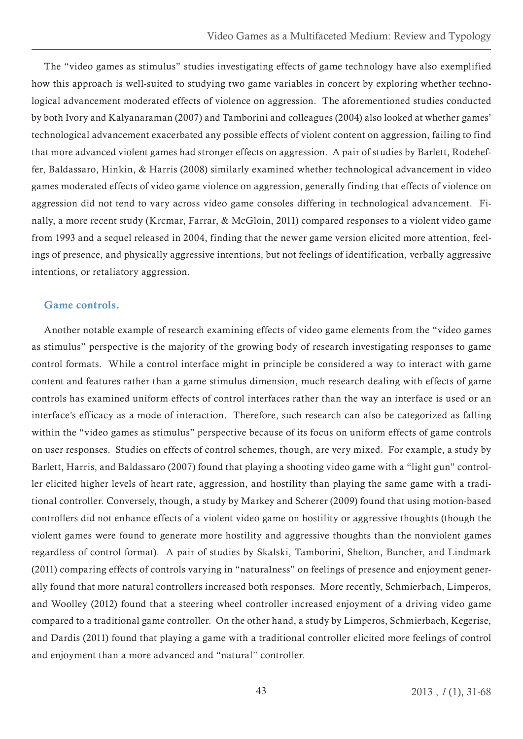The "video games as stimulus" studies investigating effects of game technology have also exemplified how this approach is well-suited to studying two game variables in concert by exploring whether technological advancement moderated effects of violence on aggression. The aforementioned studies conducted by both Ivory and Kalyanaraman (2007) and Tamborini and colleagues (2004) also looked at whether games' technological advancement exacerbated any possible effects of violent content on aggression, failing to find that more advanced violent games had stronger effects on aggression. A pair of studies by Barlett, Rodeheffer, Baldassaro, Hinkin, & Harris (2008) similarly examined whether technological advancement in video games moderated effects of video game violence on aggression, generally finding that effects of violence on aggression did not tend to vary across video game consoles differing in technological advancement. Finally, a more recent study (Krcmar, Farrar, & McGloin, 2011) compared responses to a violent video game from 1993 and a sequel released in 2004, finding that the newer game version elicited more attention, feelings of presence, and physically aggressive intentions, but not feelings of identification, verbally aggressive intentions, or retaliatory aggression.

### Game controls.

Another notable example of research examining effects of video game elements from the "video games as stimulus" perspective is the majority of the growing body of research investigating responses to game control formats. While a control interface might in principle be considered a way to interact with game content and features rather than a game stimulus dimension, much research dealing with effects of game controls has examined uniform effects of control interfaces rather than the way an interface is used or an interface's efficacy as a mode of interaction. Therefore, such research can also be categorized as falling within the "video games as stimulus" perspective because of its focus on uniform effects of game controls on user responses. Studies on effects of control schemes, though, are very mixed. For example, a study by Barlett, Harris, and Baldassaro (2007) found that playing a shooting video game with a "light gun" controller elicited higher levels of heart rate, aggression, and hostility than playing the same game with a traditional controller. Conversely, though, a study by Markey and Scherer (2009) found that using motion-based controllers did not enhance effects of a violent video game on hostility or aggressive thoughts (though the violent games were found to generate more hostility and aggressive thoughts than the nonviolent games regardless of control format). A pair of studies by Skalski, Tamborini, Shelton, Buncher, and Lindmark (2011) comparing effects of controls varying in "naturalness" on feelings of presence and enjoyment generally found that more natural controllers increased both responses. More recently, Schmierbach, Limperos, and Woolley (2012) found that a steering wheel controller increased enjoyment of a driving video game compared to a traditional game controller. On the other hand, a study by Limperos, Schmierbach, Kegerise, and Dardis (2011) found that playing a game with a traditional controller elicited more feelings of control and enjoyment than a more advanced and "natural" controller.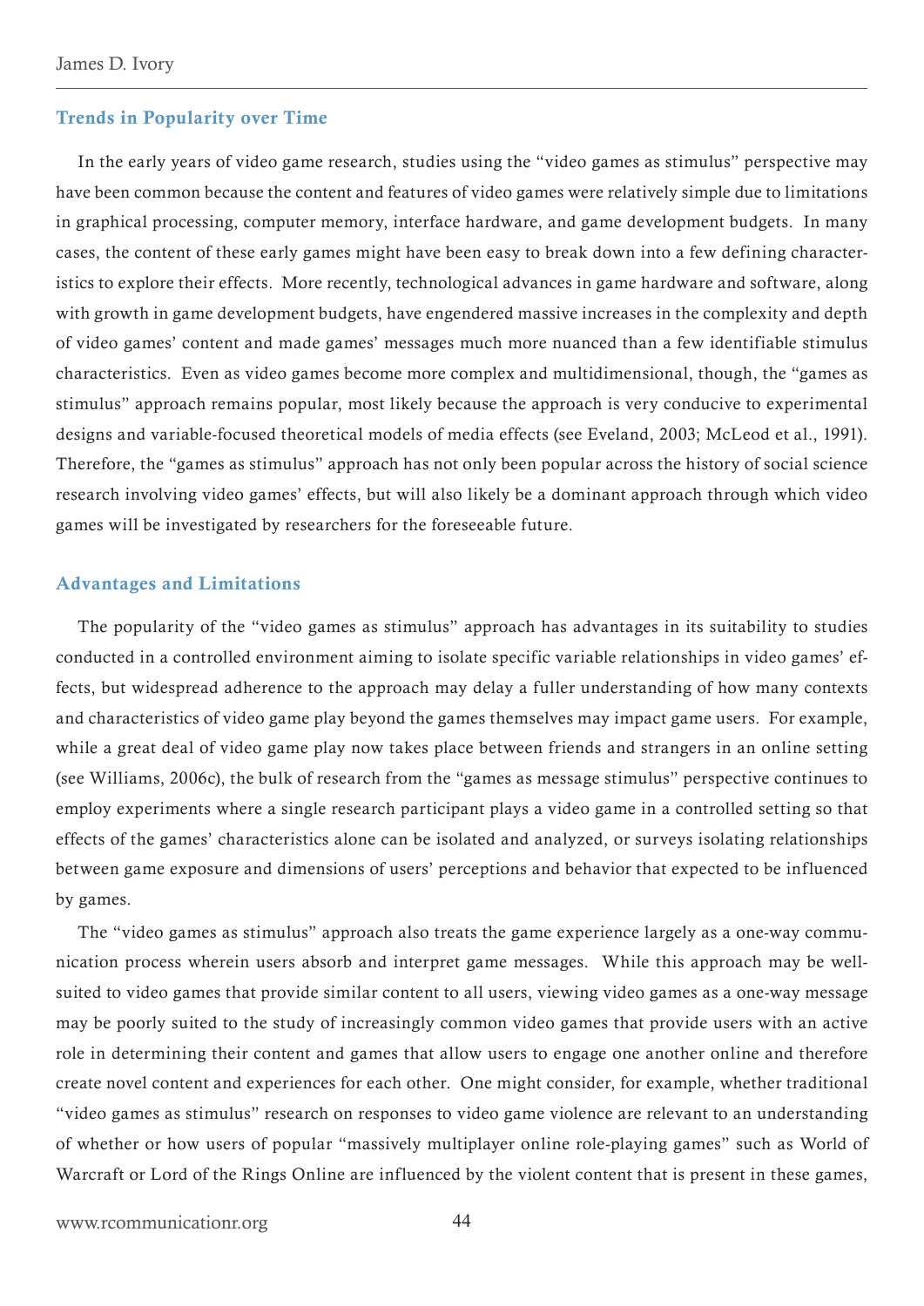### Trends in Popularity over Time

In the early years of video game research, studies using the "video games as stimulus" perspective may have been common because the content and features of video games were relatively simple due to limitations in graphical processing, computer memory, interface hardware, and game development budgets. In many cases, the content of these early games might have been easy to break down into a few defining characteristics to explore their effects. More recently, technological advances in game hardware and software, along with growth in game development budgets, have engendered massive increases in the complexity and depth of video games' content and made games' messages much more nuanced than a few identifiable stimulus characteristics. Even as video games become more complex and multidimensional, though, the "games as stimulus" approach remains popular, most likely because the approach is very conducive to experimental designs and variable-focused theoretical models of media effects (see Eveland, 2003; McLeod et al., 1991). Therefore, the "games as stimulus" approach has not only been popular across the history of social science research involving video games' effects, but will also likely be a dominant approach through which video games will be investigated by researchers for the foreseeable future.

### Advantages and Limitations

The popularity of the "video games as stimulus" approach has advantages in its suitability to studies conducted in a controlled environment aiming to isolate specific variable relationships in video games' effects, but widespread adherence to the approach may delay a fuller understanding of how many contexts and characteristics of video game play beyond the games themselves may impact game users. For example, while a great deal of video game play now takes place between friends and strangers in an online setting (see Williams, 2006c), the bulk of research from the "games as message stimulus" perspective continues to employ experiments where a single research participant plays a video game in a controlled setting so that effects of the games' characteristics alone can be isolated and analyzed, or surveys isolating relationships between game exposure and dimensions of users' perceptions and behavior that expected to be influenced by games.

The "video games as stimulus" approach also treats the game experience largely as a one-way communication process wherein users absorb and interpret game messages. While this approach may be well-suited to video games that provide similar content to all users, viewing video games as a one-way message may be poorly suited to the study of increasingly common video games that provide users with an active role in determining their content and games that allow users to engage one another online and therefore create novel content and experiences for each other. One might consider, for example, whether traditional "video games as stimulus" research on responses to video game violence are relevant to an understanding of whether or how users of popular "massively multiplayer online role-playing games" such as World of Warcraft or Lord of the Rings Online are influenced by the violent content that is present in these games,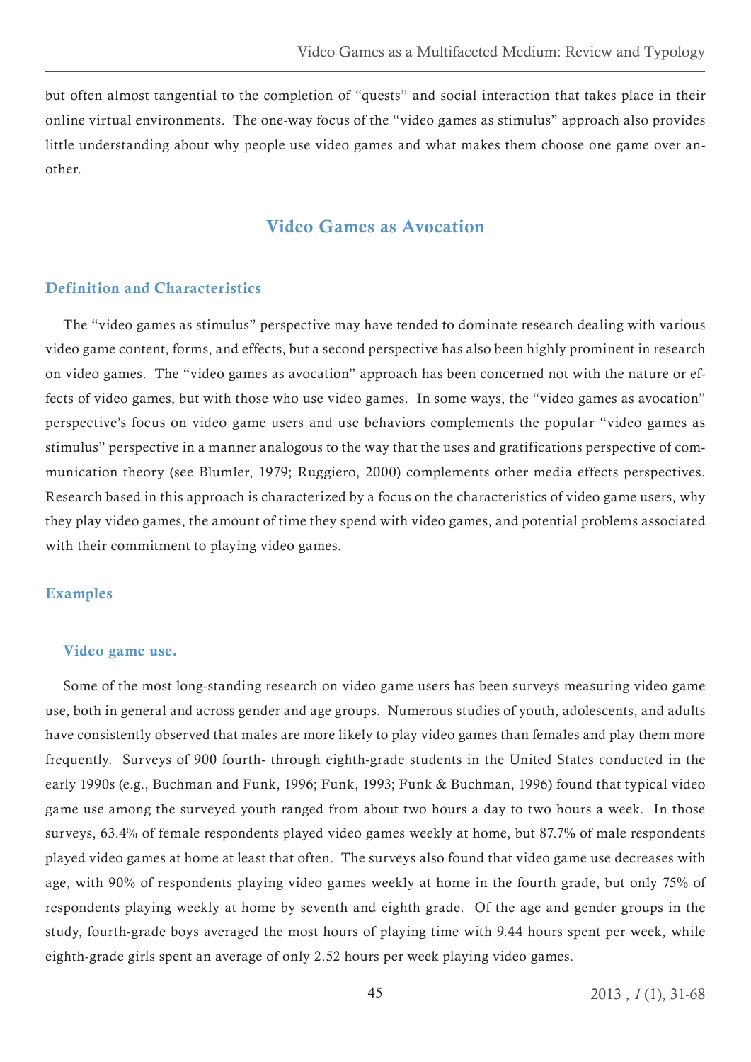but often almost tangential to the completion of "quests" and social interaction that takes place in their online virtual environments. The one-way focus of the "video games as stimulus" approach also provides little understanding about why people use video games and what makes them choose one game over another.

## Video Games as Avocation

### Definition and Characteristics

The "video games as stimulus" perspective may have tended to dominate research dealing with various video game content, forms, and effects, but a second perspective has also been highly prominent in research on video games. The "video games as avocation" approach has been concerned not with the nature or effects of video games, but with those who use video games. In some ways, the "video games as avocation" perspective's focus on video game users and use behaviors complements the popular "video games as stimulus" perspective in a manner analogous to the way that the uses and gratifications perspective of communication theory (see Blumler, 1979; Ruggiero, 2000) complements other media effects perspectives. Research based in this approach is characterized by a focus on the characteristics of video game users, why they play video games, the amount of time they spend with video games, and potential problems associated with their commitment to playing video games.

### Examples

#### Video game use.

Some of the most long-standing research on video game users has been surveys measuring video game use, both in general and across gender and age groups. Numerous studies of youth, adolescents, and adults have consistently observed that males are more likely to play video games than females and play them more frequently. Surveys of 900 fourth- through eighth-grade students in the United States conducted in the early 1990s (e.g., Buchman and Funk, 1996; Funk, 1993; Funk & Buchman, 1996) found that typical video game use among the surveyed youth ranged from about two hours a day to two hours a week. In those surveys, 63.4% of female respondents played video games weekly at home, but 87.7% of male respondents played video games at home at least that often. The surveys also found that video game use decreases with age, with 90% of respondents playing video games weekly at home in the fourth grade, but only 75% of respondents playing weekly at home by seventh and eighth grade. Of the age and gender groups in the study, fourth-grade boys averaged the most hours of playing time with 9.44 hours spent per week, while eighth-grade girls spent an average of only 2.52 hours per week playing video games.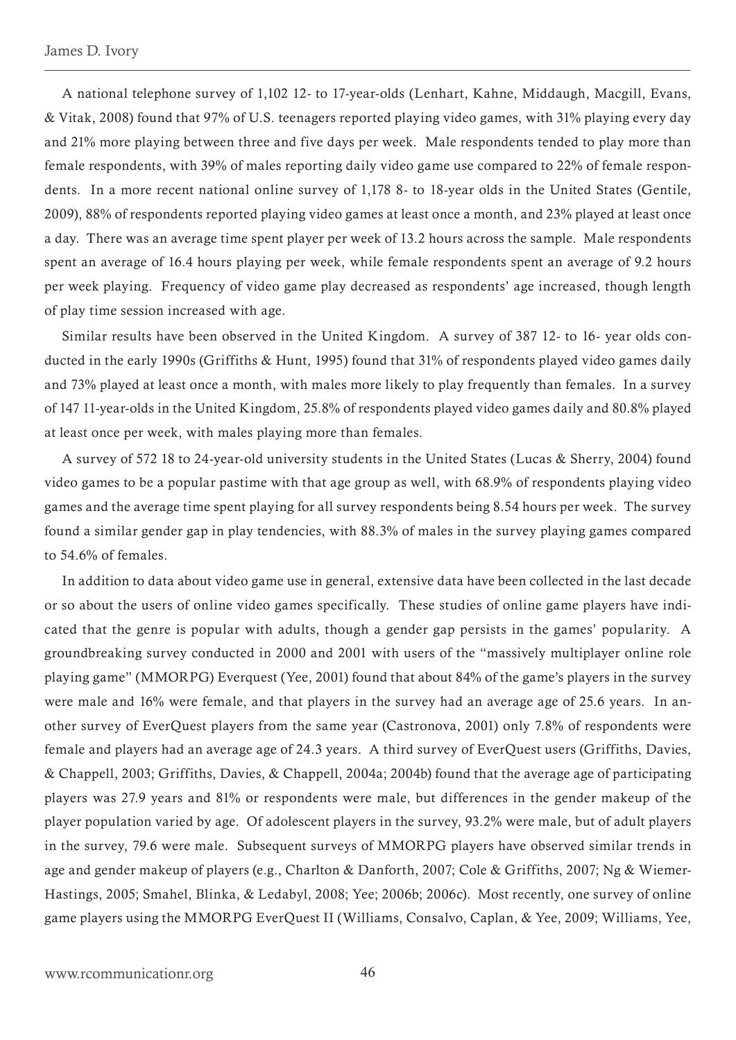A national telephone survey of 1,102 12- to 17-year-olds (Lenhart, Kahne, Middaugh, Macgill, Evans, & Vitak, 2008) found that 97% of U.S. teenagers reported playing video games, with 31% playing every day and 21% more playing between three and five days per week. Male respondents tended to play more than female respondents, with 39% of males reporting daily video game use compared to 22% of female respondents. In a more recent national online survey of 1,178 8- to 18-year olds in the United States (Gentile, 2009), 88% of respondents reported playing video games at least once a month, and 23% played at least once a day. There was an average time spent player per week of 13.2 hours across the sample. Male respondents spent an average of 16.4 hours playing per week, while female respondents spent an average of 9.2 hours per week playing. Frequency of video game play decreased as respondents' age increased, though length of play time session increased with age.

Similar results have been observed in the United Kingdom. A survey of 387 12- to 16- year olds conducted in the early 1990s (Griffiths & Hunt, 1995) found that 31% of respondents played video games daily and 73% played at least once a month, with males more likely to play frequently than females. In a survey of 147 11-year-olds in the United Kingdom, 25.8% of respondents played video games daily and 80.8% played at least once per week, with males playing more than females.

A survey of 572 18 to 24-year-old university students in the United States (Lucas & Sherry, 2004) found video games to be a popular pastime with that age group as well, with 68.9% of respondents playing video games and the average time spent playing for all survey respondents being 8.54 hours per week. The survey found a similar gender gap in play tendencies, with 88.3% of males in the survey playing games compared to 54.6% of females.

In addition to data about video game use in general, extensive data have been collected in the last decade or so about the users of online video games specifically. These studies of online game players have indicated that the genre is popular with adults, though a gender gap persists in the games' popularity. A groundbreaking survey conducted in 2000 and 2001 with users of the "massively multiplayer online role playing game" (MMORPG) Everquest (Yee, 2001) found that about 84% of the game's players in the survey were male and 16% were female, and that players in the survey had an average age of 25.6 years. In another survey of EverQuest players from the same year (Castronova, 2001) only 7.8% of respondents were female and players had an average age of 24.3 years. A third survey of EverQuest users (Griffiths, Davies, & Chappell, 2003; Griffiths, Davies, & Chappell, 2004a; 2004b) found that the average age of participating players was 27.9 years and 81% or respondents were male, but differences in the gender makeup of the player population varied by age. Of adolescent players in the survey, 93.2% were male, but of adult players in the survey, 79.6 were male. Subsequent surveys of MMORPG players have observed similar trends in age and gender makeup of players (e.g., Charlton & Danforth, 2007; Cole & Griffiths, 2007; Ng & Wiemer-Hastings, 2005; Smahel, Blinka, & Ledabyl, 2008; Yee; 2006b; 2006c). Most recently, one survey of online game players using the MMORPG EverQuest II (Williams, Consalvo, Caplan, & Yee, 2009; Williams, Yee,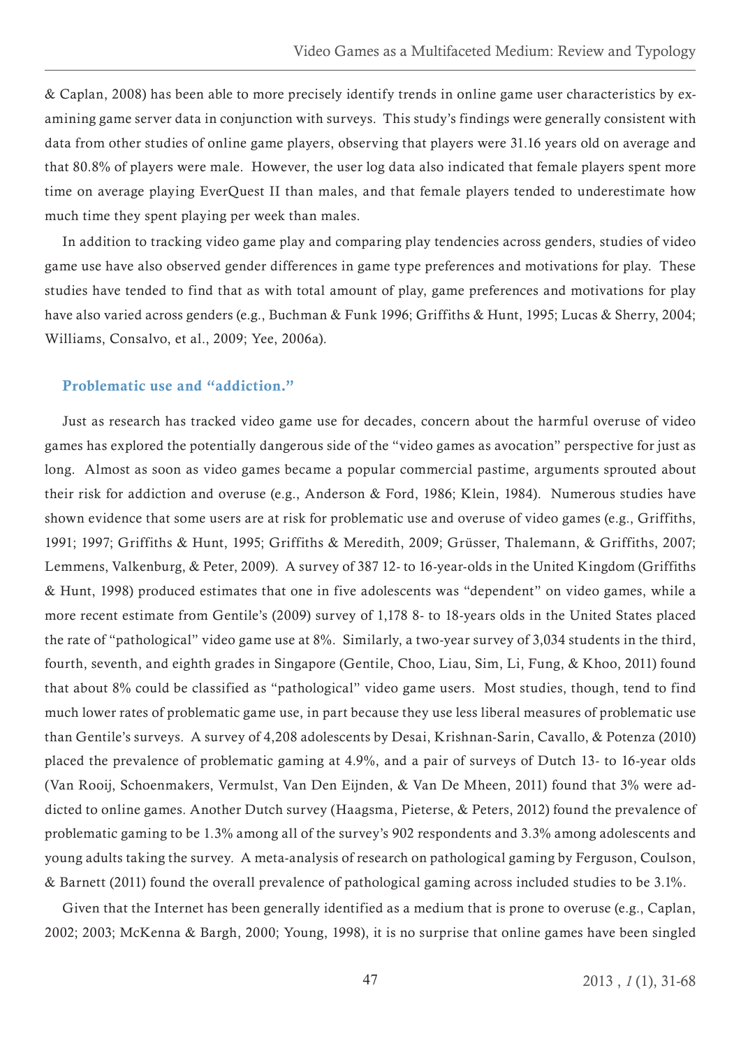& Caplan, 2008) has been able to more precisely identify trends in online game user characteristics by examining game server data in conjunction with surveys. This study's findings were generally consistent with data from other studies of online game players, observing that players were 31.16 years old on average and that 80.8% of players were male. However, the user log data also indicated that female players spent more time on average playing EverQuest II than males, and that female players tended to underestimate how much time they spent playing per week than males.

In addition to tracking video game play and comparing play tendencies across genders, studies of video game use have also observed gender differences in game type preferences and motivations for play. These studies have tended to find that as with total amount of play, game preferences and motivations for play have also varied across genders (e.g., Buchman & Funk 1996; Griffiths & Hunt, 1995; Lucas & Sherry, 2004; Williams, Consalvo, et al., 2009; Yee, 2006a).

### Problematic use and "addiction."

Just as research has tracked video game use for decades, concern about the harmful overuse of video games has explored the potentially dangerous side of the "video games as avocation" perspective for just as long. Almost as soon as video games became a popular commercial pastime, arguments sprouted about their risk for addiction and overuse (e.g., Anderson & Ford, 1986; Klein, 1984). Numerous studies have shown evidence that some users are at risk for problematic use and overuse of video games (e.g., Griffiths, 1991; 1997; Griffiths & Hunt, 1995; Griffiths & Meredith, 2009; Grüsser, Thalemann, & Griffiths, 2007; Lemmens, Valkenburg, & Peter, 2009). A survey of 387 12- to 16-year-olds in the United Kingdom (Griffiths & Hunt, 1998) produced estimates that one in five adolescents was "dependent" on video games, while a more recent estimate from Gentile's (2009) survey of 1,178 8- to 18-years olds in the United States placed the rate of "pathological" video game use at 8%. Similarly, a two-year survey of 3,034 students in the third, fourth, seventh, and eighth grades in Singapore (Gentile, Choo, Liau, Sim, Li, Fung, & Khoo, 2011) found that about 8% could be classified as "pathological" video game users. Most studies, though, tend to find much lower rates of problematic game use, in part because they use less liberal measures of problematic use than Gentile's surveys. A survey of 4,208 adolescents by Desai, Krishnan-Sarin, Cavallo, & Potenza (2010) placed the prevalence of problematic gaming at 4.9%, and a pair of surveys of Dutch 13- to 16-year olds (Van Rooij, Schoenmakers, Vermulst, Van Den Eijnden, & Van De Mheen, 2011) found that 3% were addicted to online games. Another Dutch survey (Haagsma, Pieterse, & Peters, 2012) found the prevalence of problematic gaming to be 1.3% among all of the survey's 902 respondents and 3.3% among adolescents and young adults taking the survey. A meta-analysis of research on pathological gaming by Ferguson, Coulson, & Barnett (2011) found the overall prevalence of pathological gaming across included studies to be 3.1%.

Given that the Internet has been generally identified as a medium that is prone to overuse (e.g., Caplan, 2002; 2003; McKenna & Bargh, 2000; Young, 1998), it is no surprise that online games have been singled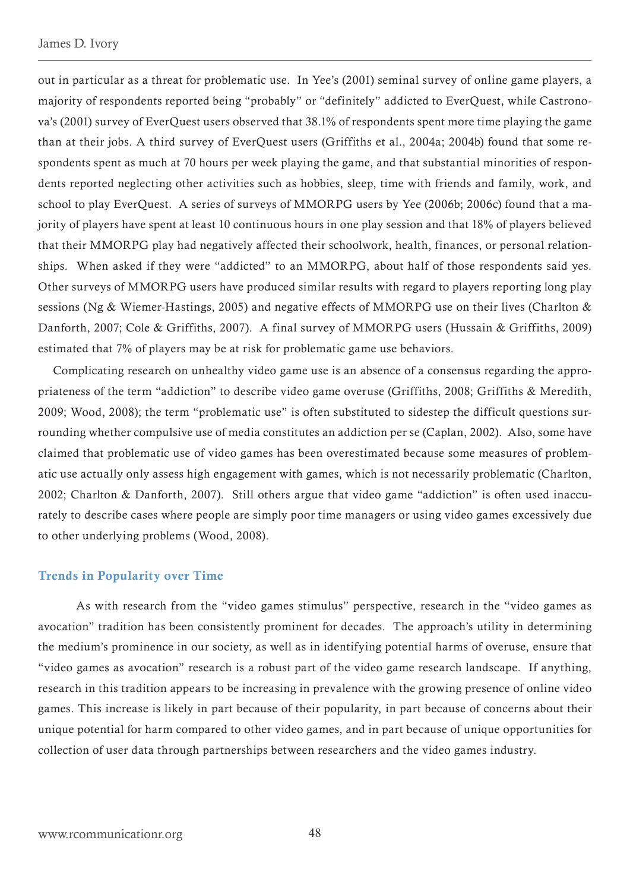out in particular as a threat for problematic use. In Yee's (2001) seminal survey of online game players, a majority of respondents reported being "probably" or "definitely" addicted to EverQuest, while Castronova's (2001) survey of EverQuest users observed that 38.1% of respondents spent more time playing the game than at their jobs. A third survey of EverQuest users (Griffiths et al., 2004a; 2004b) found that some respondents spent as much at 70 hours per week playing the game, and that substantial minorities of respondents reported neglecting other activities such as hobbies, sleep, time with friends and family, work, and school to play EverQuest. A series of surveys of MMORPG users by Yee (2006b; 2006c) found that a majority of players have spent at least 10 continuous hours in one play session and that 18% of players believed that their MMORPG play had negatively affected their schoolwork, health, finances, or personal relationships. When asked if they were "addicted" to an MMORPG, about half of those respondents said yes. Other surveys of MMORPG users have produced similar results with regard to players reporting long play sessions (Ng & Wiemer-Hastings, 2005) and negative effects of MMORPG use on their lives (Charlton & Danforth, 2007; Cole & Griffiths, 2007). A final survey of MMORPG users (Hussain & Griffiths, 2009) estimated that 7% of players may be at risk for problematic game use behaviors.

Complicating research on unhealthy video game use is an absence of a consensus regarding the appropriateness of the term "addiction" to describe video game overuse (Griffiths, 2008; Griffiths & Meredith, 2009; Wood, 2008); the term "problematic use" is often substituted to sidestep the difficult questions surrounding whether compulsive use of media constitutes an addiction per se (Caplan, 2002). Also, some have claimed that problematic use of video games has been overestimated because some measures of problematic use actually only assess high engagement with games, which is not necessarily problematic (Charlton, 2002; Charlton & Danforth, 2007). Still others argue that video game "addiction" is often used inaccurately to describe cases where people are simply poor time managers or using video games excessively due to other underlying problems (Wood, 2008).

### Trends in Popularity over Time

As with research from the "video games stimulus" perspective, research in the "video games as avocation" tradition has been consistently prominent for decades. The approach's utility in determining the medium's prominence in our society, as well as in identifying potential harms of overuse, ensure that "video games as avocation" research is a robust part of the video game research landscape. If anything, research in this tradition appears to be increasing in prevalence with the growing presence of online video games. This increase is likely in part because of their popularity, in part because of concerns about their unique potential for harm compared to other video games, and in part because of unique opportunities for collection of user data through partnerships between researchers and the video games industry.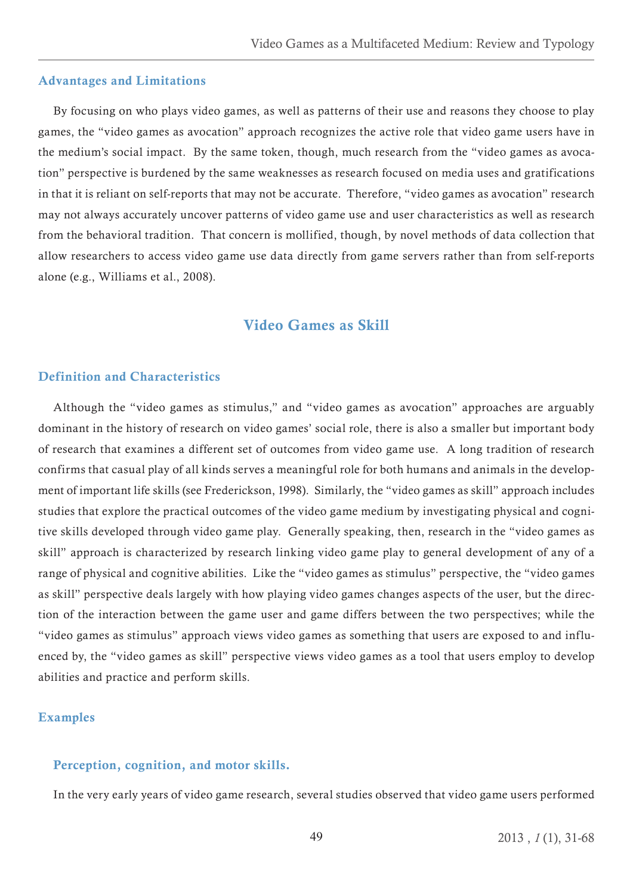### Advantages and Limitations

By focusing on who plays video games, as well as patterns of their use and reasons they choose to play games, the "video games as avocation" approach recognizes the active role that video game users have in the medium's social impact. By the same token, though, much research from the "video games as avocation" perspective is burdened by the same weaknesses as research focused on media uses and gratifications in that it is reliant on self-reports that may not be accurate. Therefore, "video games as avocation" research may not always accurately uncover patterns of video game use and user characteristics as well as research from the behavioral tradition. That concern is mollified, though, by novel methods of data collection that allow researchers to access video game use data directly from game servers rather than from self-reports alone (e.g., Williams et al., 2008).

## Video Games as Skill

### Definition and Characteristics

Although the "video games as stimulus," and "video games as avocation" approaches are arguably dominant in the history of research on video games' social role, there is also a smaller but important body of research that examines a different set of outcomes from video game use. A long tradition of research confirms that casual play of all kinds serves a meaningful role for both humans and animals in the development of important life skills (see Frederickson, 1998). Similarly, the "video games as skill" approach includes studies that explore the practical outcomes of the video game medium by investigating physical and cognitive skills developed through video game play. Generally speaking, then, research in the "video games as skill" approach is characterized by research linking video game play to general development of any of a range of physical and cognitive abilities. Like the "video games as stimulus" perspective, the "video games as skill" perspective deals largely with how playing video games changes aspects of the user, but the direction of the interaction between the game user and game differs between the two perspectives; while the "video games as stimulus" approach views video games as something that users are exposed to and influenced by, the "video games as skill" perspective views video games as a tool that users employ to develop abilities and practice and perform skills.

### Examples

#### Perception, cognition, and motor skills.

In the very early years of video game research, several studies observed that video game users performed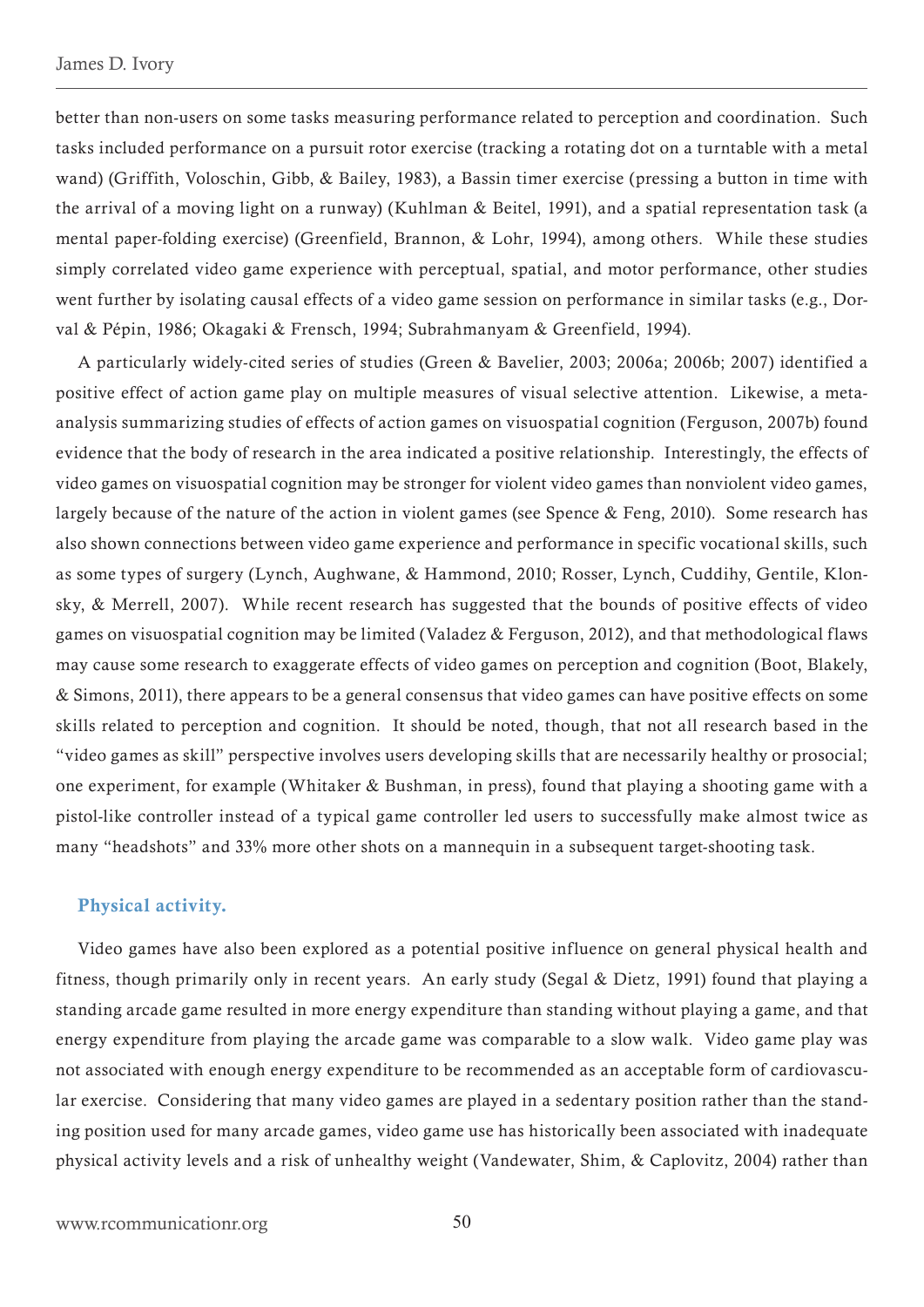better than non-users on some tasks measuring performance related to perception and coordination. Such tasks included performance on a pursuit rotor exercise (tracking a rotating dot on a turntable with a metal wand) (Griffith, Voloschin, Gibb, & Bailey, 1983), a Bassin timer exercise (pressing a button in time with the arrival of a moving light on a runway) (Kuhlman & Beitel, 1991), and a spatial representation task (a mental paper-folding exercise) (Greenfield, Brannon, & Lohr, 1994), among others. While these studies simply correlated video game experience with perceptual, spatial, and motor performance, other studies went further by isolating causal effects of a video game session on performance in similar tasks (e.g., Dorval & Pépin, 1986; Okagaki & Frensch, 1994; Subrahmanyam & Greenfield, 1994).

A particularly widely-cited series of studies (Green & Bavelier, 2003; 2006a; 2006b; 2007) identified a positive effect of action game play on multiple measures of visual selective attention. Likewise, a meta-analysis summarizing studies of effects of action games on visuospatial cognition (Ferguson, 2007b) found evidence that the body of research in the area indicated a positive relationship. Interestingly, the effects of video games on visuospatial cognition may be stronger for violent video games than nonviolent video games, largely because of the nature of the action in violent games (see Spence & Feng, 2010). Some research has also shown connections between video game experience and performance in specific vocational skills, such as some types of surgery (Lynch, Aughwane, & Hammond, 2010; Rosser, Lynch, Cuddihy, Gentile, Klonsky, & Merrell, 2007). While recent research has suggested that the bounds of positive effects of video games on visuospatial cognition may be limited (Valadez & Ferguson, 2012), and that methodological flaws may cause some research to exaggerate effects of video games on perception and cognition (Boot, Blakely, & Simons, 2011), there appears to be a general consensus that video games can have positive effects on some skills related to perception and cognition. It should be noted, though, that not all research based in the "video games as skill" perspective involves users developing skills that are necessarily healthy or prosocial; one experiment, for example (Whitaker & Bushman, in press), found that playing a shooting game with a pistol-like controller instead of a typical game controller led users to successfully make almost twice as many "headshots" and 33% more other shots on a mannequin in a subsequent target-shooting task.

### Physical activity.

Video games have also been explored as a potential positive influence on general physical health and fitness, though primarily only in recent years. An early study (Segal & Dietz, 1991) found that playing a standing arcade game resulted in more energy expenditure than standing without playing a game, and that energy expenditure from playing the arcade game was comparable to a slow walk. Video game play was not associated with enough energy expenditure to be recommended as an acceptable form of cardiovascular exercise. Considering that many video games are played in a sedentary position rather than the standing position used for many arcade games, video game use has historically been associated with inadequate physical activity levels and a risk of unhealthy weight (Vandewater, Shim, & Caplovitz, 2004) rather than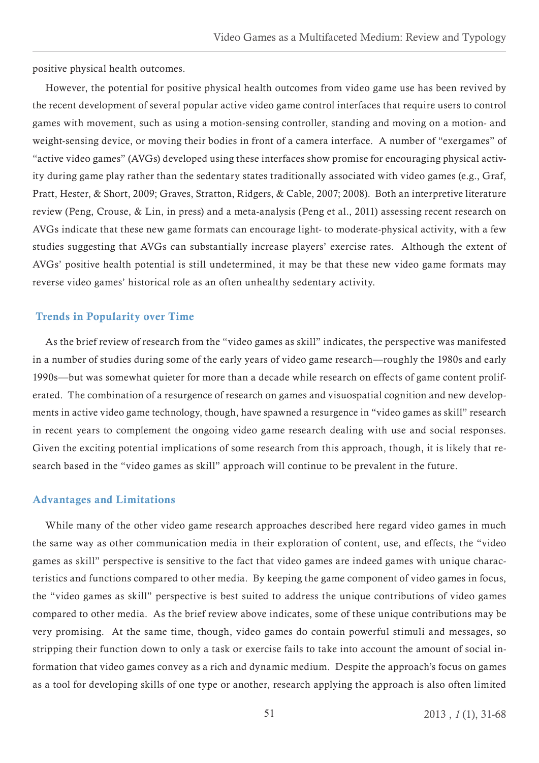positive physical health outcomes.

However, the potential for positive physical health outcomes from video game use has been revived by the recent development of several popular active video game control interfaces that require users to control games with movement, such as using a motion-sensing controller, standing and moving on a motion- and weight-sensing device, or moving their bodies in front of a camera interface. A number of "exergames" of "active video games" (AVGs) developed using these interfaces show promise for encouraging physical activity during game play rather than the sedentary states traditionally associated with video games (e.g., Graf, Pratt, Hester, & Short, 2009; Graves, Stratton, Ridgers, & Cable, 2007; 2008). Both an interpretive literature review (Peng, Crouse, & Lin, in press) and a meta-analysis (Peng et al., 2011) assessing recent research on AVGs indicate that these new game formats can encourage light- to moderate-physical activity, with a few studies suggesting that AVGs can substantially increase players' exercise rates. Although the extent of AVGs' positive health potential is still undetermined, it may be that these new video game formats may reverse video games' historical role as an often unhealthy sedentary activity.

### Trends in Popularity over Time

As the brief review of research from the "video games as skill" indicates, the perspective was manifested in a number of studies during some of the early years of video game research—roughly the 1980s and early 1990s—but was somewhat quieter for more than a decade while research on effects of game content proliferated. The combination of a resurgence of research on games and visuospatial cognition and new developments in active video game technology, though, have spawned a resurgence in "video games as skill" research in recent years to complement the ongoing video game research dealing with use and social responses. Given the exciting potential implications of some research from this approach, though, it is likely that research based in the "video games as skill" approach will continue to be prevalent in the future.

### Advantages and Limitations

While many of the other video game research approaches described here regard video games in much the same way as other communication media in their exploration of content, use, and effects, the "video games as skill" perspective is sensitive to the fact that video games are indeed games with unique characteristics and functions compared to other media. By keeping the game component of video games in focus, the "video games as skill" perspective is best suited to address the unique contributions of video games compared to other media. As the brief review above indicates, some of these unique contributions may be very promising. At the same time, though, video games do contain powerful stimuli and messages, so stripping their function down to only a task or exercise fails to take into account the amount of social information that video games convey as a rich and dynamic medium. Despite the approach's focus on games as a tool for developing skills of one type or another, research applying the approach is also often limited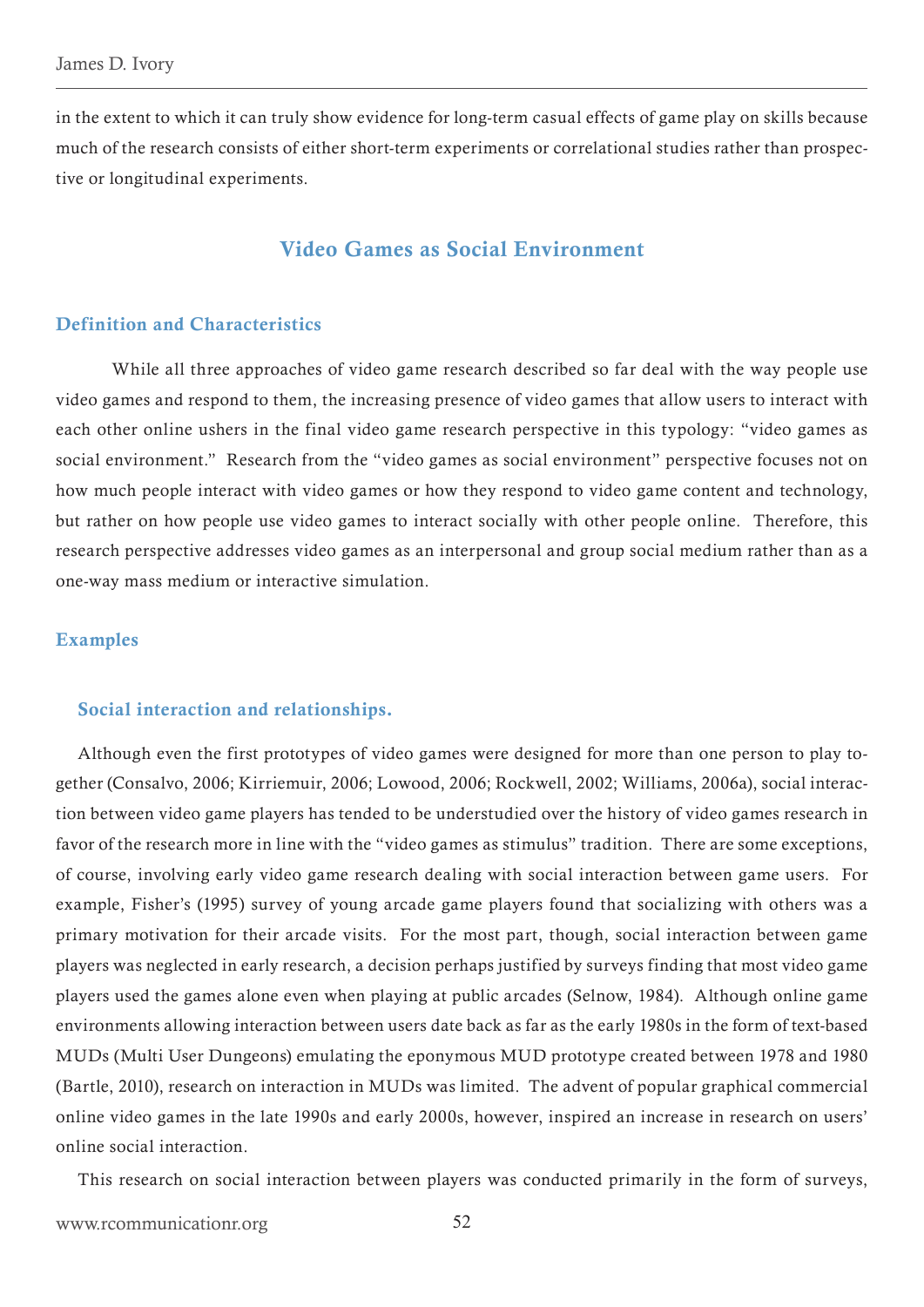in the extent to which it can truly show evidence for long-term casual effects of game play on skills because much of the research consists of either short-term experiments or correlational studies rather than prospective or longitudinal experiments.

## Video Games as Social Environment

### Definition and Characteristics

While all three approaches of video game research described so far deal with the way people use video games and respond to them, the increasing presence of video games that allow users to interact with each other online ushers in the final video game research perspective in this typology: "video games as social environment." Research from the "video games as social environment" perspective focuses not on how much people interact with video games or how they respond to video game content and technology, but rather on how people use video games to interact socially with other people online. Therefore, this research perspective addresses video games as an interpersonal and group social medium rather than as a one-way mass medium or interactive simulation.

### Examples

#### Social interaction and relationships.

Although even the first prototypes of video games were designed for more than one person to play together (Consalvo, 2006; Kirriemuir, 2006; Lowood, 2006; Rockwell, 2002; Williams, 2006a), social interaction between video game players has tended to be understudied over the history of video games research in favor of the research more in line with the "video games as stimulus" tradition. There are some exceptions, of course, involving early video game research dealing with social interaction between game users. For example, Fisher's (1995) survey of young arcade game players found that socializing with others was a primary motivation for their arcade visits. For the most part, though, social interaction between game players was neglected in early research, a decision perhaps justified by surveys finding that most video game players used the games alone even when playing at public arcades (Selnow, 1984). Although online game environments allowing interaction between users date back as far as the early 1980s in the form of text-based MUDs (Multi User Dungeons) emulating the eponymous MUD prototype created between 1978 and 1980 (Bartle, 2010), research on interaction in MUDs was limited. The advent of popular graphical commercial online video games in the late 1990s and early 2000s, however, inspired an increase in research on users' online social interaction.

This research on social interaction between players was conducted primarily in the form of surveys,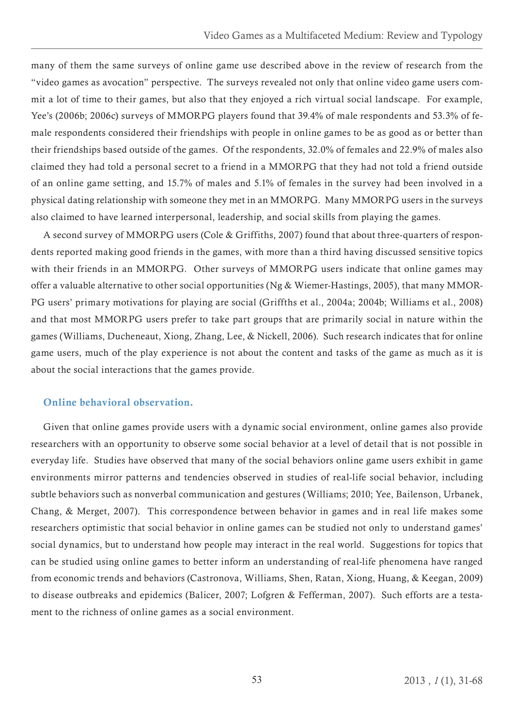many of them the same surveys of online game use described above in the review of research from the "video games as avocation" perspective. The surveys revealed not only that online video game users commit a lot of time to their games, but also that they enjoyed a rich virtual social landscape. For example, Yee's (2006b; 2006c) surveys of MMORPG players found that 39.4% of male respondents and 53.3% of female respondents considered their friendships with people in online games to be as good as or better than their friendships based outside of the games. Of the respondents, 32.0% of females and 22.9% of males also claimed they had told a personal secret to a friend in a MMORPG that they had not told a friend outside of an online game setting, and 15.7% of males and 5.1% of females in the survey had been involved in a physical dating relationship with someone they met in an MMORPG. Many MMORPG users in the surveys also claimed to have learned interpersonal, leadership, and social skills from playing the games.

A second survey of MMORPG users (Cole & Griffiths, 2007) found that about three-quarters of respondents reported making good friends in the games, with more than a third having discussed sensitive topics with their friends in an MMORPG. Other surveys of MMORPG users indicate that online games may offer a valuable alternative to other social opportunities (Ng & Wiemer-Hastings, 2005), that many MMORPG users' primary motivations for playing are social (Griffths et al., 2004a; 2004b; Williams et al., 2008) and that most MMORPG users prefer to take part groups that are primarily social in nature within the games (Williams, Ducheneaut, Xiong, Zhang, Lee, & Nickell, 2006). Such research indicates that for online game users, much of the play experience is not about the content and tasks of the game as much as it is about the social interactions that the games provide.

### Online behavioral observation.

Given that online games provide users with a dynamic social environment, online games also provide researchers with an opportunity to observe some social behavior at a level of detail that is not possible in everyday life. Studies have observed that many of the social behaviors online game users exhibit in game environments mirror patterns and tendencies observed in studies of real-life social behavior, including subtle behaviors such as nonverbal communication and gestures (Williams; 2010; Yee, Bailenson, Urbanek, Chang, & Merget, 2007). This correspondence between behavior in games and in real life makes some researchers optimistic that social behavior in online games can be studied not only to understand games' social dynamics, but to understand how people may interact in the real world. Suggestions for topics that can be studied using online games to better inform an understanding of real-life phenomena have ranged from economic trends and behaviors (Castronova, Williams, Shen, Ratan, Xiong, Huang, & Keegan, 2009) to disease outbreaks and epidemics (Balicer, 2007; Lofgren & Fefferman, 2007). Such efforts are a testament to the richness of online games as a social environment.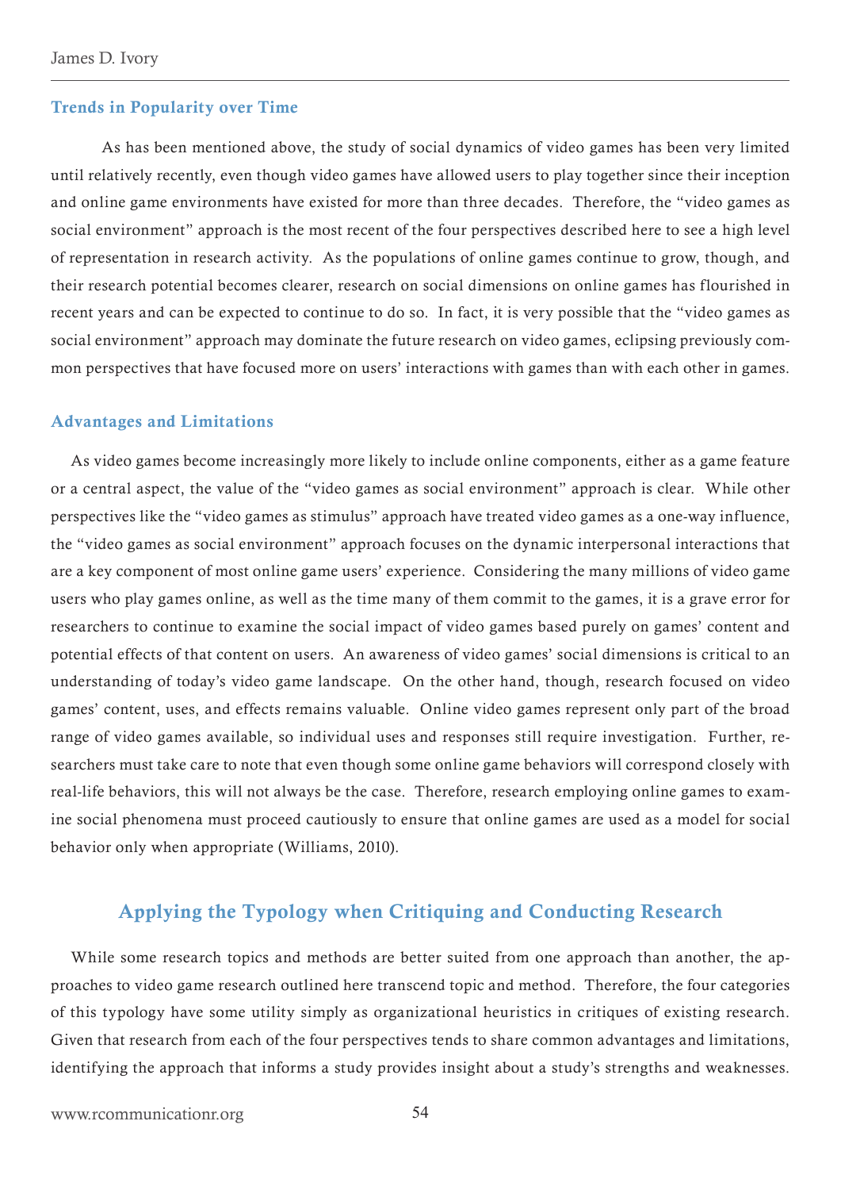### Trends in Popularity over Time

As has been mentioned above, the study of social dynamics of video games has been very limited until relatively recently, even though video games have allowed users to play together since their inception and online game environments have existed for more than three decades. Therefore, the "video games as social environment" approach is the most recent of the four perspectives described here to see a high level of representation in research activity. As the populations of online games continue to grow, though, and their research potential becomes clearer, research on social dimensions on online games has flourished in recent years and can be expected to continue to do so. In fact, it is very possible that the "video games as social environment" approach may dominate the future research on video games, eclipsing previously common perspectives that have focused more on users' interactions with games than with each other in games.

### Advantages and Limitations

As video games become increasingly more likely to include online components, either as a game feature or a central aspect, the value of the "video games as social environment" approach is clear. While other perspectives like the "video games as stimulus" approach have treated video games as a one-way influence, the "video games as social environment" approach focuses on the dynamic interpersonal interactions that are a key component of most online game users' experience. Considering the many millions of video game users who play games online, as well as the time many of them commit to the games, it is a grave error for researchers to continue to examine the social impact of video games based purely on games' content and potential effects of that content on users. An awareness of video games' social dimensions is critical to an understanding of today's video game landscape. On the other hand, though, research focused on video games' content, uses, and effects remains valuable. Online video games represent only part of the broad range of video games available, so individual uses and responses still require investigation. Further, researchers must take care to note that even though some online game behaviors will correspond closely with real-life behaviors, this will not always be the case. Therefore, research employing online games to examine social phenomena must proceed cautiously to ensure that online games are used as a model for social behavior only when appropriate (Williams, 2010).

## Applying the Typology when Critiquing and Conducting Research

While some research topics and methods are better suited from one approach than another, the approaches to video game research outlined here transcend topic and method. Therefore, the four categories of this typology have some utility simply as organizational heuristics in critiques of existing research. Given that research from each of the four perspectives tends to share common advantages and limitations, identifying the approach that informs a study provides insight about a study's strengths and weaknesses.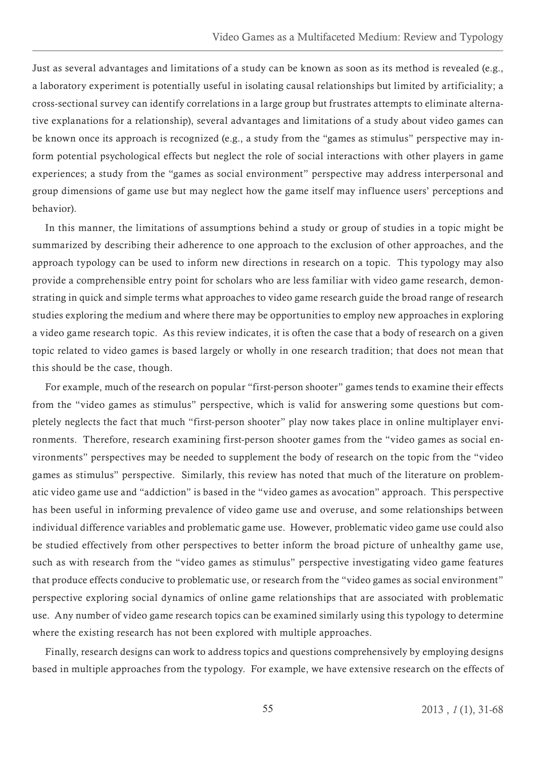Just as several advantages and limitations of a study can be known as soon as its method is revealed (e.g., a laboratory experiment is potentially useful in isolating causal relationships but limited by artificiality; a cross-sectional survey can identify correlations in a large group but frustrates attempts to eliminate alternative explanations for a relationship), several advantages and limitations of a study about video games can be known once its approach is recognized (e.g., a study from the "games as stimulus" perspective may inform potential psychological effects but neglect the role of social interactions with other players in game experiences; a study from the "games as social environment" perspective may address interpersonal and group dimensions of game use but may neglect how the game itself may influence users' perceptions and behavior).

In this manner, the limitations of assumptions behind a study or group of studies in a topic might be summarized by describing their adherence to one approach to the exclusion of other approaches, and the approach typology can be used to inform new directions in research on a topic. This typology may also provide a comprehensible entry point for scholars who are less familiar with video game research, demonstrating in quick and simple terms what approaches to video game research guide the broad range of research studies exploring the medium and where there may be opportunities to employ new approaches in exploring a video game research topic. As this review indicates, it is often the case that a body of research on a given topic related to video games is based largely or wholly in one research tradition; that does not mean that this should be the case, though.

For example, much of the research on popular "first-person shooter" games tends to examine their effects from the "video games as stimulus" perspective, which is valid for answering some questions but completely neglects the fact that much "first-person shooter" play now takes place in online multiplayer environments. Therefore, research examining first-person shooter games from the "video games as social environments" perspectives may be needed to supplement the body of research on the topic from the "video games as stimulus" perspective. Similarly, this review has noted that much of the literature on problematic video game use and "addiction" is based in the "video games as avocation" approach. This perspective has been useful in informing prevalence of video game use and overuse, and some relationships between individual difference variables and problematic game use. However, problematic video game use could also be studied effectively from other perspectives to better inform the broad picture of unhealthy game use, such as with research from the "video games as stimulus" perspective investigating video game features that produce effects conducive to problematic use, or research from the "video games as social environment" perspective exploring social dynamics of online game relationships that are associated with problematic use. Any number of video game research topics can be examined similarly using this typology to determine where the existing research has not been explored with multiple approaches.

Finally, research designs can work to address topics and questions comprehensively by employing designs based in multiple approaches from the typology. For example, we have extensive research on the effects of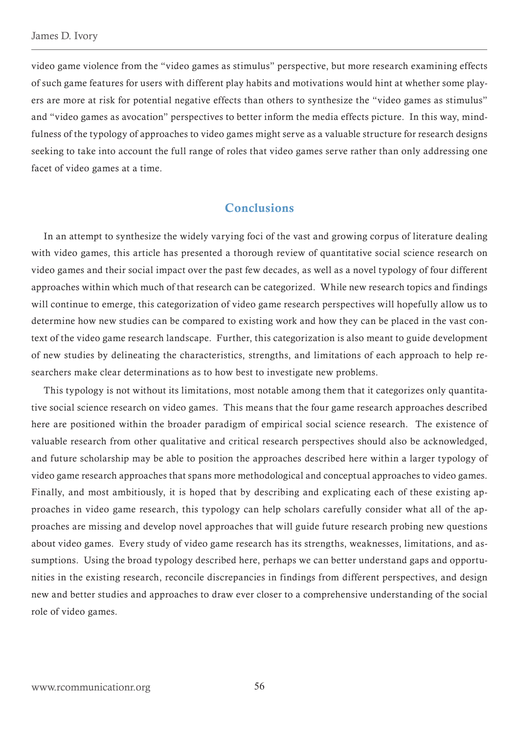video game violence from the "video games as stimulus" perspective, but more research examining effects of such game features for users with different play habits and motivations would hint at whether some players are more at risk for potential negative effects than others to synthesize the "video games as stimulus" and "video games as avocation" perspectives to better inform the media effects picture. In this way, mindfulness of the typology of approaches to video games might serve as a valuable structure for research designs seeking to take into account the full range of roles that video games serve rather than only addressing one facet of video games at a time.

## Conclusions

In an attempt to synthesize the widely varying foci of the vast and growing corpus of literature dealing with video games, this article has presented a thorough review of quantitative social science research on video games and their social impact over the past few decades, as well as a novel typology of four different approaches within which much of that research can be categorized. While new research topics and findings will continue to emerge, this categorization of video game research perspectives will hopefully allow us to determine how new studies can be compared to existing work and how they can be placed in the vast context of the video game research landscape. Further, this categorization is also meant to guide development of new studies by delineating the characteristics, strengths, and limitations of each approach to help researchers make clear determinations as to how best to investigate new problems.

This typology is not without its limitations, most notable among them that it categorizes only quantitative social science research on video games. This means that the four game research approaches described here are positioned within the broader paradigm of empirical social science research. The existence of valuable research from other qualitative and critical research perspectives should also be acknowledged, and future scholarship may be able to position the approaches described here within a larger typology of video game research approaches that spans more methodological and conceptual approaches to video games. Finally, and most ambitiously, it is hoped that by describing and explicating each of these existing approaches in video game research, this typology can help scholars carefully consider what all of the approaches are missing and develop novel approaches that will guide future research probing new questions about video games. Every study of video game research has its strengths, weaknesses, limitations, and assumptions. Using the broad typology described here, perhaps we can better understand gaps and opportunities in the existing research, reconcile discrepancies in findings from different perspectives, and design new and better studies and approaches to draw ever closer to a comprehensive understanding of the social role of video games.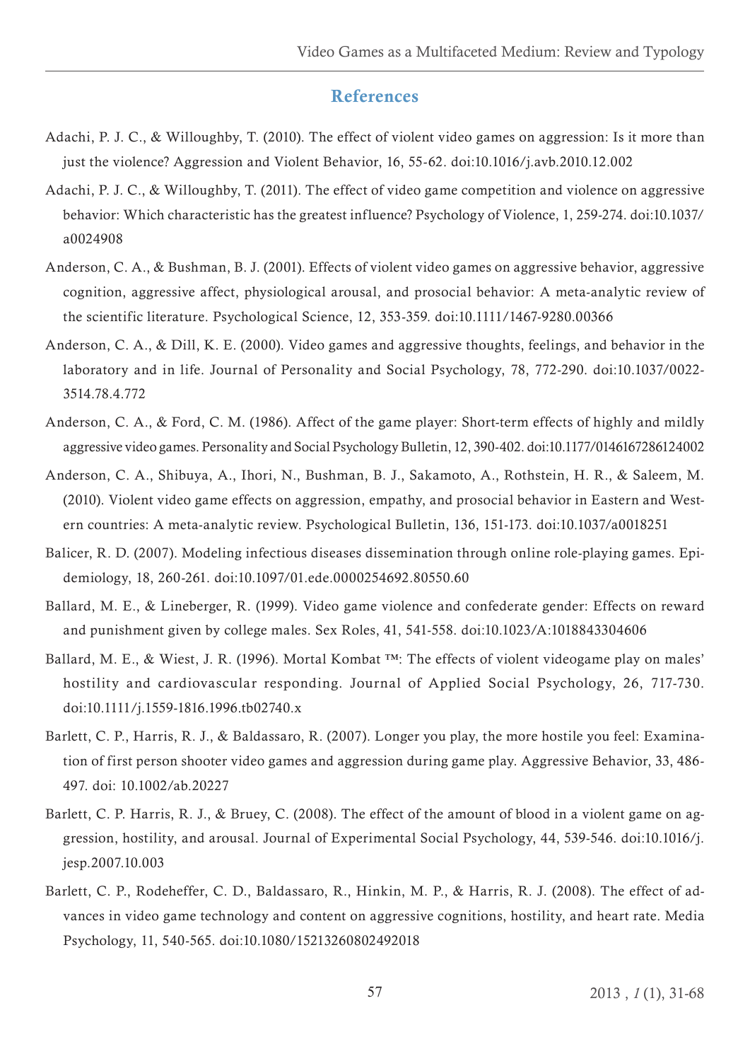## References

Adachi, P. J. C., & Willoughby, T. (2010). The effect of violent video games on aggression: Is it more than just the violence? Aggression and Violent Behavior, 16, 55-62. doi:10.1016/j.avb.2010.12.002

Adachi, P. J. C., & Willoughby, T. (2011). The effect of video game competition and violence on aggressive behavior: Which characteristic has the greatest influence? Psychology of Violence, 1, 259-274. doi:10.1037/a0024908

Anderson, C. A., & Bushman, B. J. (2001). Effects of violent video games on aggressive behavior, aggressive cognition, aggressive affect, physiological arousal, and prosocial behavior: A meta-analytic review of the scientific literature. Psychological Science, 12, 353-359. doi:10.1111/1467-9280.00366

Anderson, C. A., & Dill, K. E. (2000). Video games and aggressive thoughts, feelings, and behavior in the laboratory and in life. Journal of Personality and Social Psychology, 78, 772-290. doi:10.1037/0022-3514.78.4.772

Anderson, C. A., & Ford, C. M. (1986). Affect of the game player: Short-term effects of highly and mildly aggressive video games. Personality and Social Psychology Bulletin, 12, 390-402. doi:10.1177/0146167286124002

Anderson, C. A., Shibuya, A., Ihori, N., Bushman, B. J., Sakamoto, A., Rothstein, H. R., & Saleem, M. (2010). Violent video game effects on aggression, empathy, and prosocial behavior in Eastern and Western countries: A meta-analytic review. Psychological Bulletin, 136, 151-173. doi:10.1037/a0018251

Balicer, R. D. (2007). Modeling infectious diseases dissemination through online role-playing games. Epidemiology, 18, 260-261. doi:10.1097/01.ede.0000254692.80550.60

Ballard, M. E., & Lineberger, R. (1999). Video game violence and confederate gender: Effects on reward and punishment given by college males. Sex Roles, 41, 541-558. doi:10.1023/A:1018843304606

Ballard, M. E., & Wiest, J. R. (1996). Mortal Kombat ™: The effects of violent videogame play on males' hostility and cardiovascular responding. Journal of Applied Social Psychology, 26, 717-730. doi:10.1111/j.1559-1816.1996.tb02740.x

Barlett, C. P., Harris, R. J., & Baldassaro, R. (2007). Longer you play, the more hostile you feel: Examination of first person shooter video games and aggression during game play. Aggressive Behavior, 33, 486-497. doi: 10.1002/ab.20227

Barlett, C. P. Harris, R. J., & Bruey, C. (2008). The effect of the amount of blood in a violent game on aggression, hostility, and arousal. Journal of Experimental Social Psychology, 44, 539-546. doi:10.1016/j.jesp.2007.10.003

Barlett, C. P., Rodeheffer, C. D., Baldassaro, R., Hinkin, M. P., & Harris, R. J. (2008). The effect of advances in video game technology and content on aggressive cognitions, hostility, and heart rate. Media Psychology, 11, 540-565. doi:10.1080/15213260802492018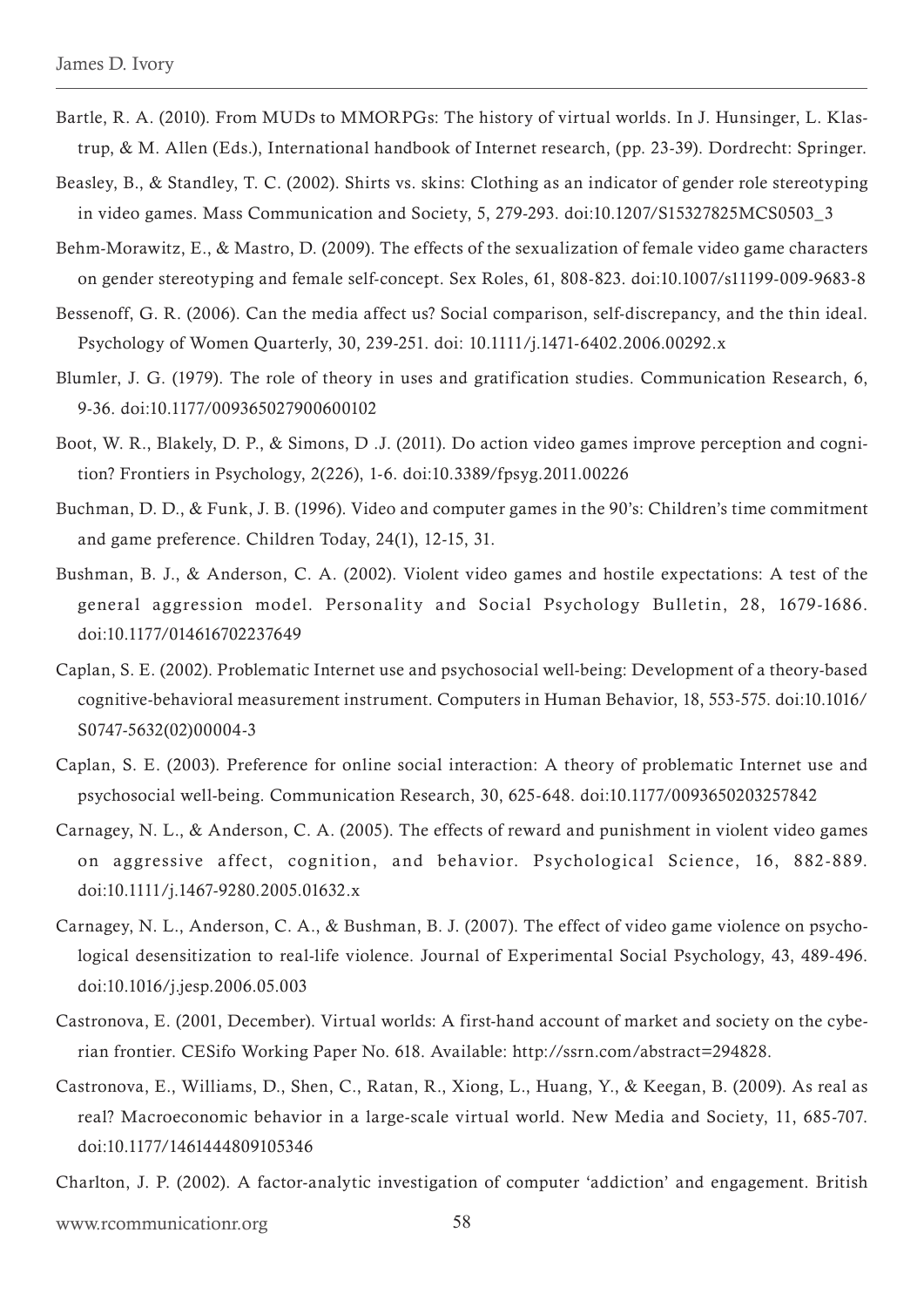Bartle, R. A. (2010). From MUDs to MMORPGs: The history of virtual worlds. In J. Hunsinger, L. Klastrup, & M. Allen (Eds.), International handbook of Internet research, (pp. 23-39). Dordrecht: Springer.

Beasley, B., & Standley, T. C. (2002). Shirts vs. skins: Clothing as an indicator of gender role stereotyping in video games. Mass Communication and Society, 5, 279-293. doi:10.1207/S15327825MCS0503_3

Behm-Morawitz, E., & Mastro, D. (2009). The effects of the sexualization of female video game characters on gender stereotyping and female self-concept. Sex Roles, 61, 808-823. doi:10.1007/s11199-009-9683-8

Bessenoff, G. R. (2006). Can the media affect us? Social comparison, self-discrepancy, and the thin ideal. Psychology of Women Quarterly, 30, 239-251. doi: 10.1111/j.1471-6402.2006.00292.x

Blumler, J. G. (1979). The role of theory in uses and gratification studies. Communication Research, 6, 9-36. doi:10.1177/009365027900600102

Boot, W. R., Blakely, D. P., & Simons, D .J. (2011). Do action video games improve perception and cognition? Frontiers in Psychology, 2(226), 1-6. doi:10.3389/fpsyg.2011.00226

Buchman, D. D., & Funk, J. B. (1996). Video and computer games in the 90's: Children's time commitment and game preference. Children Today, 24(1), 12-15, 31.

Bushman, B. J., & Anderson, C. A. (2002). Violent video games and hostile expectations: A test of the general aggression model. Personality and Social Psychology Bulletin, 28, 1679-1686. doi:10.1177/014616702237649

Caplan, S. E. (2002). Problematic Internet use and psychosocial well-being: Development of a theory-based cognitive-behavioral measurement instrument. Computers in Human Behavior, 18, 553-575. doi:10.1016/S0747-5632(02)00004-3

Caplan, S. E. (2003). Preference for online social interaction: A theory of problematic Internet use and psychosocial well-being. Communication Research, 30, 625-648. doi:10.1177/0093650203257842

Carnagey, N. L., & Anderson, C. A. (2005). The effects of reward and punishment in violent video games on aggressive affect, cognition, and behavior. Psychological Science, 16, 882-889. doi:10.1111/j.1467-9280.2005.01632.x

Carnagey, N. L., Anderson, C. A., & Bushman, B. J. (2007). The effect of video game violence on psychological desensitization to real-life violence. Journal of Experimental Social Psychology, 43, 489-496. doi:10.1016/j.jesp.2006.05.003

Castronova, E. (2001, December). Virtual worlds: A first-hand account of market and society on the cyberian frontier. CESifo Working Paper No. 618. Available: http://ssrn.com/abstract=294828.

Castronova, E., Williams, D., Shen, C., Ratan, R., Xiong, L., Huang, Y., & Keegan, B. (2009). As real as real? Macroeconomic behavior in a large-scale virtual world. New Media and Society, 11, 685-707. doi:10.1177/1461444809105346

Charlton, J. P. (2002). A factor-analytic investigation of computer 'addiction' and engagement. British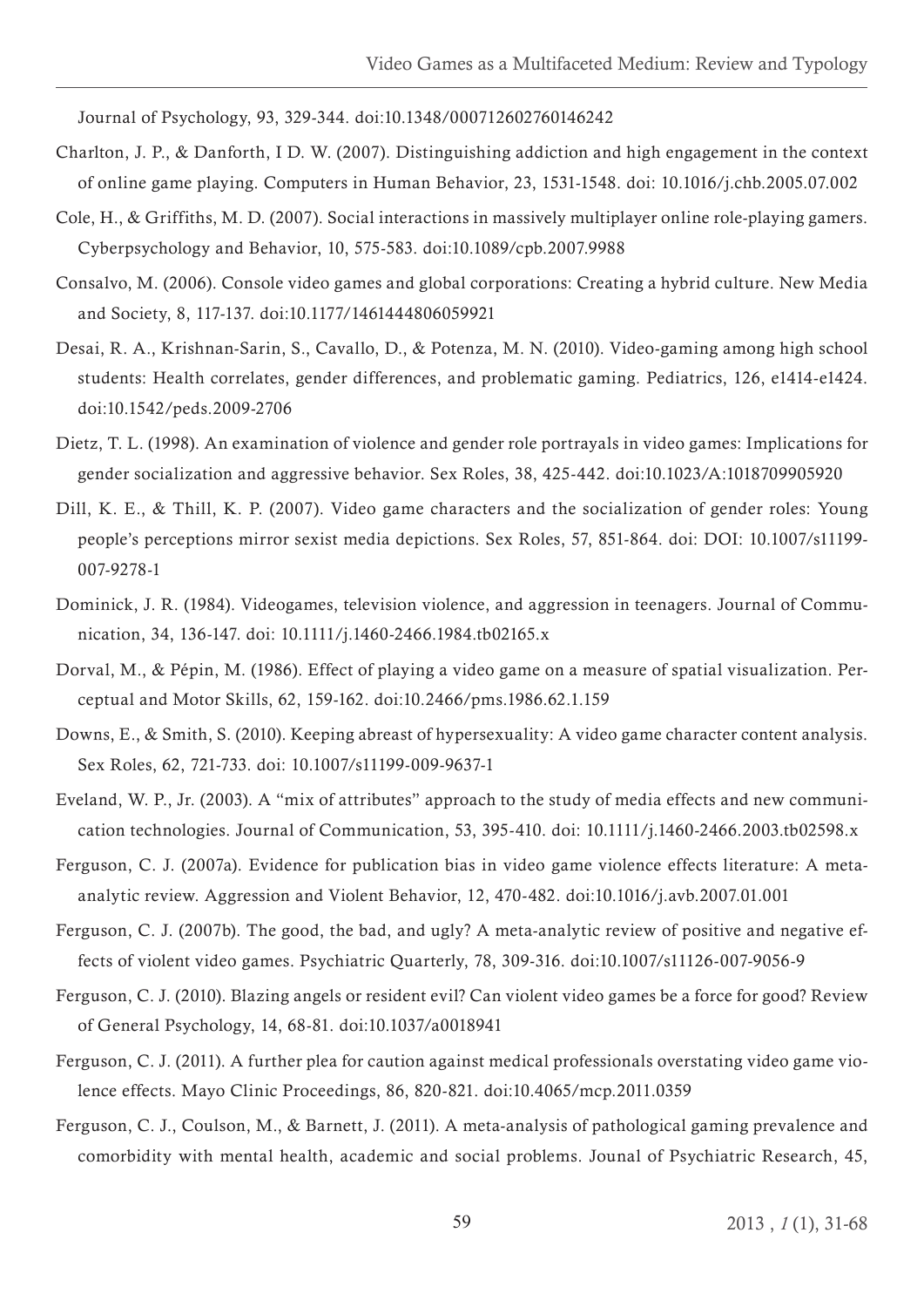Journal of Psychology, 93, 329-344. doi:10.1348/000712602760146242

Charlton, J. P., & Danforth, I D. W. (2007). Distinguishing addiction and high engagement in the context of online game playing. Computers in Human Behavior, 23, 1531-1548. doi: 10.1016/j.chb.2005.07.002

Cole, H., & Griffiths, M. D. (2007). Social interactions in massively multiplayer online role-playing gamers. Cyberpsychology and Behavior, 10, 575-583. doi:10.1089/cpb.2007.9988

Consalvo, M. (2006). Console video games and global corporations: Creating a hybrid culture. New Media and Society, 8, 117-137. doi:10.1177/1461444806059921

Desai, R. A., Krishnan-Sarin, S., Cavallo, D., & Potenza, M. N. (2010). Video-gaming among high school students: Health correlates, gender differences, and problematic gaming. Pediatrics, 126, e1414-e1424. doi:10.1542/peds.2009-2706

Dietz, T. L. (1998). An examination of violence and gender role portrayals in video games: Implications for gender socialization and aggressive behavior. Sex Roles, 38, 425-442. doi:10.1023/A:1018709905920

Dill, K. E., & Thill, K. P. (2007). Video game characters and the socialization of gender roles: Young people's perceptions mirror sexist media depictions. Sex Roles, 57, 851-864. doi: DOI: 10.1007/s11199-007-9278-1

Dominick, J. R. (1984). Videogames, television violence, and aggression in teenagers. Journal of Communication, 34, 136-147. doi: 10.1111/j.1460-2466.1984.tb02165.x

Dorval, M., & Pépin, M. (1986). Effect of playing a video game on a measure of spatial visualization. Perceptual and Motor Skills, 62, 159-162. doi:10.2466/pms.1986.62.1.159

Downs, E., & Smith, S. (2010). Keeping abreast of hypersexuality: A video game character content analysis. Sex Roles, 62, 721-733. doi: 10.1007/s11199-009-9637-1

Eveland, W. P., Jr. (2003). A "mix of attributes" approach to the study of media effects and new communication technologies. Journal of Communication, 53, 395-410. doi: 10.1111/j.1460-2466.2003.tb02598.x

Ferguson, C. J. (2007a). Evidence for publication bias in video game violence effects literature: A meta-analytic review. Aggression and Violent Behavior, 12, 470-482. doi:10.1016/j.avb.2007.01.001

Ferguson, C. J. (2007b). The good, the bad, and ugly? A meta-analytic review of positive and negative effects of violent video games. Psychiatric Quarterly, 78, 309-316. doi:10.1007/s11126-007-9056-9

Ferguson, C. J. (2010). Blazing angels or resident evil? Can violent video games be a force for good? Review of General Psychology, 14, 68-81. doi:10.1037/a0018941

Ferguson, C. J. (2011). A further plea for caution against medical professionals overstating video game violence effects. Mayo Clinic Proceedings, 86, 820-821. doi:10.4065/mcp.2011.0359

Ferguson, C. J., Coulson, M., & Barnett, J. (2011). A meta-analysis of pathological gaming prevalence and comorbidity with mental health, academic and social problems. Jounal of Psychiatric Research, 45,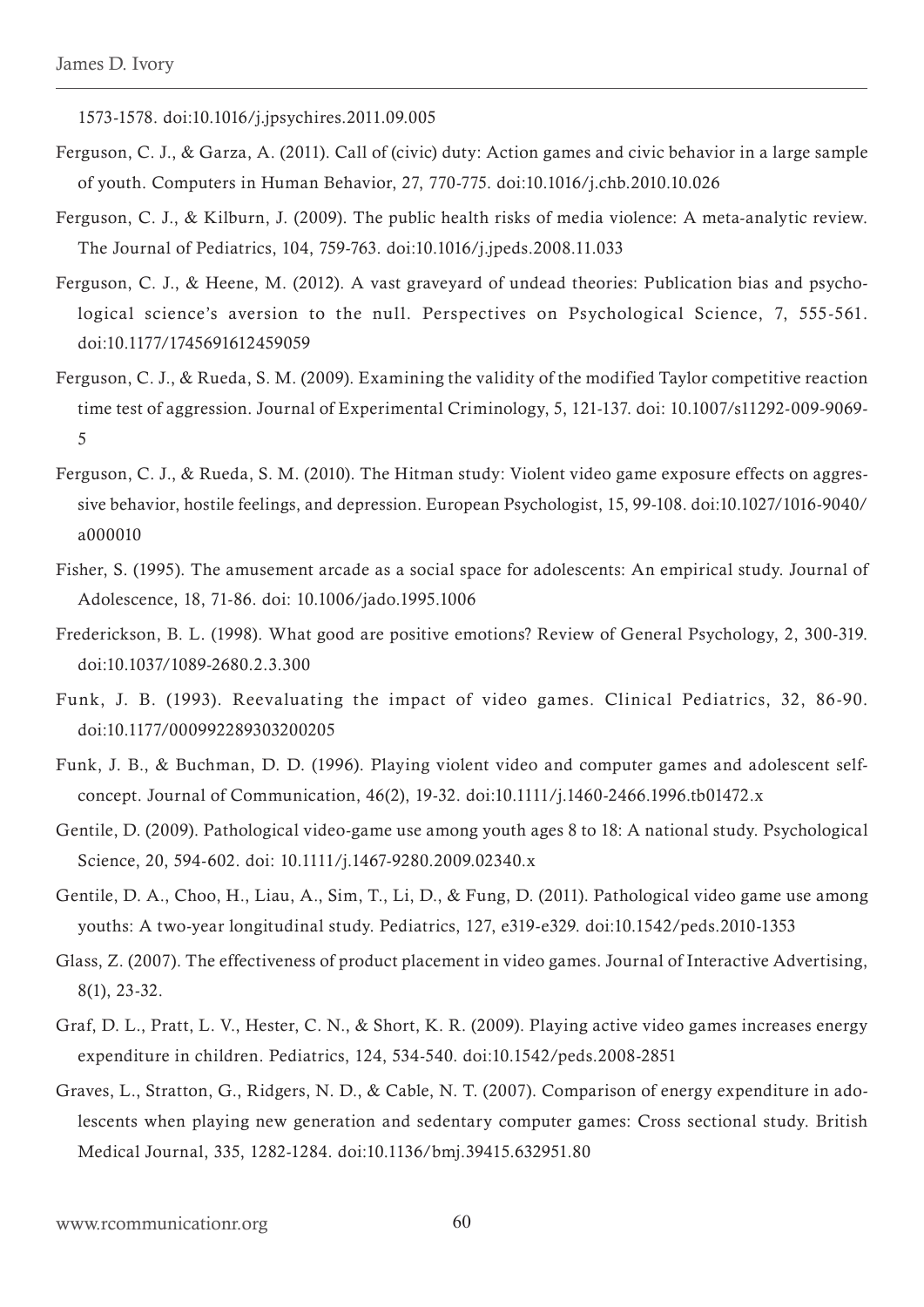1573-1578. doi:10.1016/j.jpsychires.2011.09.005

Ferguson, C. J., & Garza, A. (2011). Call of (civic) duty: Action games and civic behavior in a large sample of youth. Computers in Human Behavior, 27, 770-775. doi:10.1016/j.chb.2010.10.026

Ferguson, C. J., & Kilburn, J. (2009). The public health risks of media violence: A meta-analytic review. The Journal of Pediatrics, 104, 759-763. doi:10.1016/j.jpeds.2008.11.033

Ferguson, C. J., & Heene, M. (2012). A vast graveyard of undead theories: Publication bias and psychological science's aversion to the null. Perspectives on Psychological Science, 7, 555-561. doi:10.1177/1745691612459059

Ferguson, C. J., & Rueda, S. M. (2009). Examining the validity of the modified Taylor competitive reaction time test of aggression. Journal of Experimental Criminology, 5, 121-137. doi: 10.1007/s11292-009-9069-5

Ferguson, C. J., & Rueda, S. M. (2010). The Hitman study: Violent video game exposure effects on aggressive behavior, hostile feelings, and depression. European Psychologist, 15, 99-108. doi:10.1027/1016-9040/a000010

Fisher, S. (1995). The amusement arcade as a social space for adolescents: An empirical study. Journal of Adolescence, 18, 71-86. doi: 10.1006/jado.1995.1006

Frederickson, B. L. (1998). What good are positive emotions? Review of General Psychology, 2, 300-319. doi:10.1037/1089-2680.2.3.300

Funk, J. B. (1993). Reevaluating the impact of video games. Clinical Pediatrics, 32, 86-90. doi:10.1177/000992289303200205

Funk, J. B., & Buchman, D. D. (1996). Playing violent video and computer games and adolescent self-concept. Journal of Communication, 46(2), 19-32. doi:10.1111/j.1460-2466.1996.tb01472.x

Gentile, D. (2009). Pathological video-game use among youth ages 8 to 18: A national study. Psychological Science, 20, 594-602. doi: 10.1111/j.1467-9280.2009.02340.x

Gentile, D. A., Choo, H., Liau, A., Sim, T., Li, D., & Fung, D. (2011). Pathological video game use among youths: A two-year longitudinal study. Pediatrics, 127, e319-e329. doi:10.1542/peds.2010-1353

Glass, Z. (2007). The effectiveness of product placement in video games. Journal of Interactive Advertising, 8(1), 23-32.

Graf, D. L., Pratt, L. V., Hester, C. N., & Short, K. R. (2009). Playing active video games increases energy expenditure in children. Pediatrics, 124, 534-540. doi:10.1542/peds.2008-2851

Graves, L., Stratton, G., Ridgers, N. D., & Cable, N. T. (2007). Comparison of energy expenditure in adolescents when playing new generation and sedentary computer games: Cross sectional study. British Medical Journal, 335, 1282-1284. doi:10.1136/bmj.39415.632951.80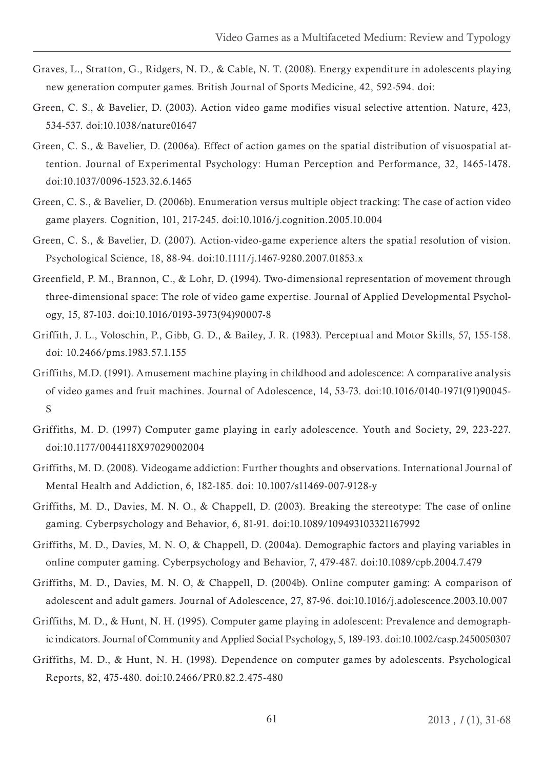Graves, L., Stratton, G., Ridgers, N. D., & Cable, N. T. (2008). Energy expenditure in adolescents playing new generation computer games. British Journal of Sports Medicine, 42, 592-594. doi:

Green, C. S., & Bavelier, D. (2003). Action video game modifies visual selective attention. Nature, 423, 534-537. doi:10.1038/nature01647

Green, C. S., & Bavelier, D. (2006a). Effect of action games on the spatial distribution of visuospatial attention. Journal of Experimental Psychology: Human Perception and Performance, 32, 1465-1478. doi:10.1037/0096-1523.32.6.1465

Green, C. S., & Bavelier, D. (2006b). Enumeration versus multiple object tracking: The case of action video game players. Cognition, 101, 217-245. doi:10.1016/j.cognition.2005.10.004

Green, C. S., & Bavelier, D. (2007). Action-video-game experience alters the spatial resolution of vision. Psychological Science, 18, 88-94. doi:10.1111/j.1467-9280.2007.01853.x

Greenfield, P. M., Brannon, C., & Lohr, D. (1994). Two-dimensional representation of movement through three-dimensional space: The role of video game expertise. Journal of Applied Developmental Psychology, 15, 87-103. doi:10.1016/0193-3973(94)90007-8

Griffith, J. L., Voloschin, P., Gibb, G. D., & Bailey, J. R. (1983). Perceptual and Motor Skills, 57, 155-158. doi: 10.2466/pms.1983.57.1.155

Griffiths, M.D. (1991). Amusement machine playing in childhood and adolescence: A comparative analysis of video games and fruit machines. Journal of Adolescence, 14, 53-73. doi:10.1016/0140-1971(91)90045-S

Griffiths, M. D. (1997) Computer game playing in early adolescence. Youth and Society, 29, 223-227. doi:10.1177/0044118X97029002004

Griffiths, M. D. (2008). Videogame addiction: Further thoughts and observations. International Journal of Mental Health and Addiction, 6, 182-185. doi: 10.1007/s11469-007-9128-y

Griffiths, M. D., Davies, M. N. O., & Chappell, D. (2003). Breaking the stereotype: The case of online gaming. Cyberpsychology and Behavior, 6, 81-91. doi:10.1089/109493103321167992

Griffiths, M. D., Davies, M. N. O, & Chappell, D. (2004a). Demographic factors and playing variables in online computer gaming. Cyberpsychology and Behavior, 7, 479-487. doi:10.1089/cpb.2004.7.479

Griffiths, M. D., Davies, M. N. O, & Chappell, D. (2004b). Online computer gaming: A comparison of adolescent and adult gamers. Journal of Adolescence, 27, 87-96. doi:10.1016/j.adolescence.2003.10.007

Griffiths, M. D., & Hunt, N. H. (1995). Computer game playing in adolescent: Prevalence and demographic indicators. Journal of Community and Applied Social Psychology, 5, 189-193. doi:10.1002/casp.2450050307

Griffiths, M. D., & Hunt, N. H. (1998). Dependence on computer games by adolescents. Psychological Reports, 82, 475-480. doi:10.2466/PR0.82.2.475-480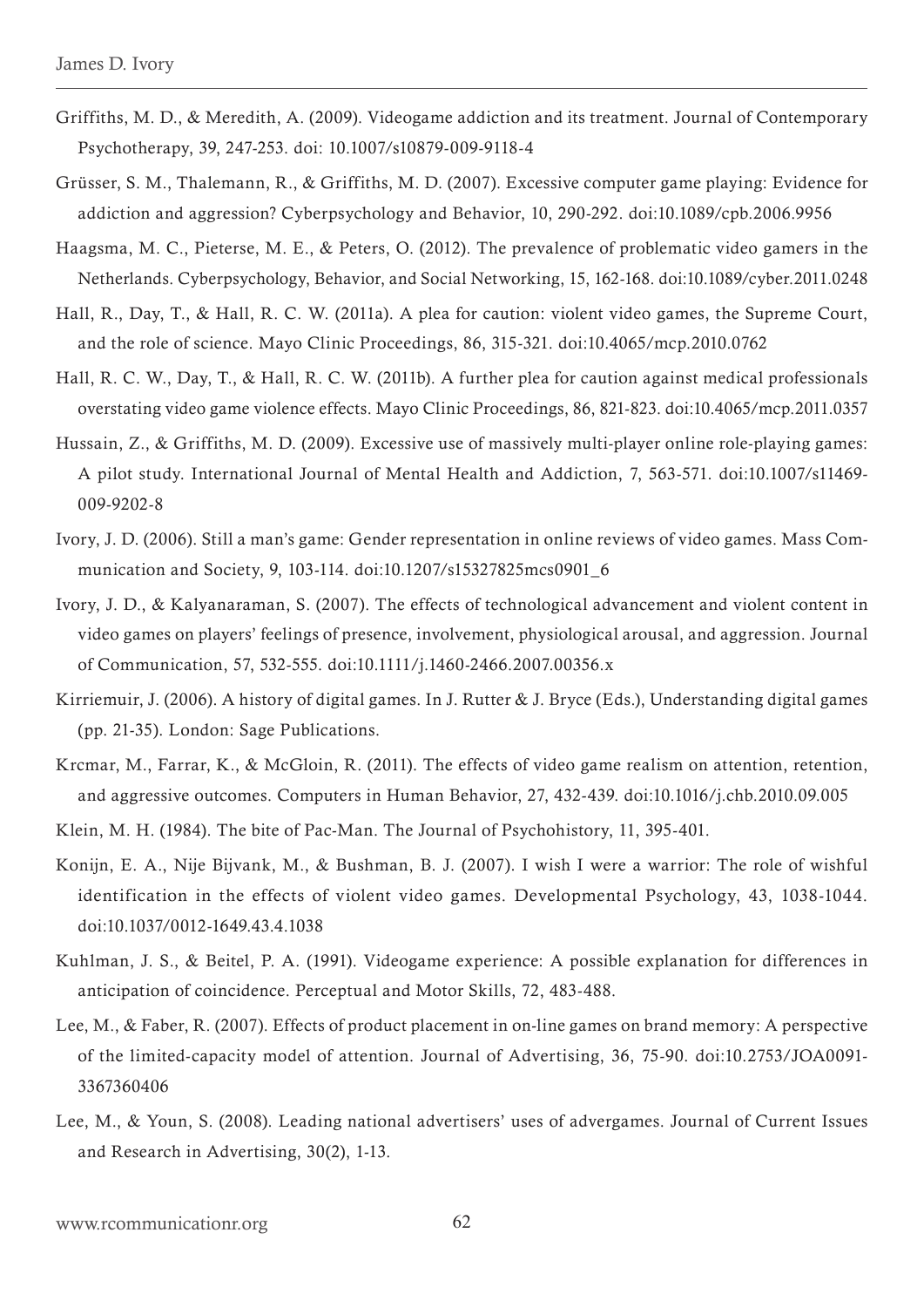Griffiths, M. D., & Meredith, A. (2009). Videogame addiction and its treatment. Journal of Contemporary Psychotherapy, 39, 247-253. doi: 10.1007/s10879-009-9118-4

Grüsser, S. M., Thalemann, R., & Griffiths, M. D. (2007). Excessive computer game playing: Evidence for addiction and aggression? Cyberpsychology and Behavior, 10, 290-292. doi:10.1089/cpb.2006.9956

Haagsma, M. C., Pieterse, M. E., & Peters, O. (2012). The prevalence of problematic video gamers in the Netherlands. Cyberpsychology, Behavior, and Social Networking, 15, 162-168. doi:10.1089/cyber.2011.0248

Hall, R., Day, T., & Hall, R. C. W. (2011a). A plea for caution: violent video games, the Supreme Court, and the role of science. Mayo Clinic Proceedings, 86, 315-321. doi:10.4065/mcp.2010.0762

Hall, R. C. W., Day, T., & Hall, R. C. W. (2011b). A further plea for caution against medical professionals overstating video game violence effects. Mayo Clinic Proceedings, 86, 821-823. doi:10.4065/mcp.2011.0357

Hussain, Z., & Griffiths, M. D. (2009). Excessive use of massively multi-player online role-playing games: A pilot study. International Journal of Mental Health and Addiction, 7, 563-571. doi:10.1007/s11469-009-9202-8

Ivory, J. D. (2006). Still a man's game: Gender representation in online reviews of video games. Mass Communication and Society, 9, 103-114. doi:10.1207/s15327825mcs0901_6

Ivory, J. D., & Kalyanaraman, S. (2007). The effects of technological advancement and violent content in video games on players' feelings of presence, involvement, physiological arousal, and aggression. Journal of Communication, 57, 532-555. doi:10.1111/j.1460-2466.2007.00356.x

Kirriemuir, J. (2006). A history of digital games. In J. Rutter & J. Bryce (Eds.), Understanding digital games (pp. 21-35). London: Sage Publications.

Krcmar, M., Farrar, K., & McGloin, R. (2011). The effects of video game realism on attention, retention, and aggressive outcomes. Computers in Human Behavior, 27, 432-439. doi:10.1016/j.chb.2010.09.005

Klein, M. H. (1984). The bite of Pac-Man. The Journal of Psychohistory, 11, 395-401.

Konijn, E. A., Nije Bijvank, M., & Bushman, B. J. (2007). I wish I were a warrior: The role of wishful identification in the effects of violent video games. Developmental Psychology, 43, 1038-1044. doi:10.1037/0012-1649.43.4.1038

Kuhlman, J. S., & Beitel, P. A. (1991). Videogame experience: A possible explanation for differences in anticipation of coincidence. Perceptual and Motor Skills, 72, 483-488.

Lee, M., & Faber, R. (2007). Effects of product placement in on-line games on brand memory: A perspective of the limited-capacity model of attention. Journal of Advertising, 36, 75-90. doi:10.2753/JOA0091-3367360406

Lee, M., & Youn, S. (2008). Leading national advertisers' uses of advergames. Journal of Current Issues and Research in Advertising, 30(2), 1-13.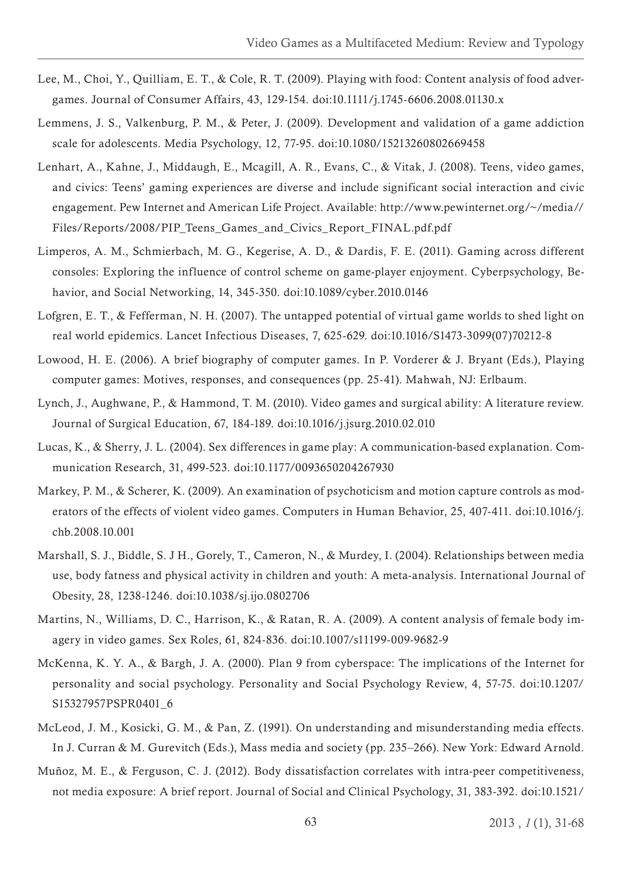Lee, M., Choi, Y., Quilliam, E. T., & Cole, R. T. (2009). Playing with food: Content analysis of food advergames. Journal of Consumer Affairs, 43, 129-154. doi:10.1111/j.1745-6606.2008.01130.x

Lemmens, J. S., Valkenburg, P. M., & Peter, J. (2009). Development and validation of a game addiction scale for adolescents. Media Psychology, 12, 77-95. doi:10.1080/15213260802669458

Lenhart, A., Kahne, J., Middaugh, E., Mcagill, A. R., Evans, C., & Vitak, J. (2008). Teens, video games, and civics: Teens' gaming experiences are diverse and include significant social interaction and civic engagement. Pew Internet and American Life Project. Available: http://www.pewinternet.org/~/media//Files/Reports/2008/PIP_Teens_Games_and_Civics_Report_FINAL.pdf.pdf

Limperos, A. M., Schmierbach, M. G., Kegerise, A. D., & Dardis, F. E. (2011). Gaming across different consoles: Exploring the influence of control scheme on game-player enjoyment. Cyberpsychology, Behavior, and Social Networking, 14, 345-350. doi:10.1089/cyber.2010.0146

Lofgren, E. T., & Fefferman, N. H. (2007). The untapped potential of virtual game worlds to shed light on real world epidemics. Lancet Infectious Diseases, 7, 625-629. doi:10.1016/S1473-3099(07)70212-8

Lowood, H. E. (2006). A brief biography of computer games. In P. Vorderer & J. Bryant (Eds.), Playing computer games: Motives, responses, and consequences (pp. 25-41). Mahwah, NJ: Erlbaum.

Lynch, J., Aughwane, P., & Hammond, T. M. (2010). Video games and surgical ability: A literature review. Journal of Surgical Education, 67, 184-189. doi:10.1016/j.jsurg.2010.02.010

Lucas, K., & Sherry, J. L. (2004). Sex differences in game play: A communication-based explanation. Communication Research, 31, 499-523. doi:10.1177/0093650204267930

Markey, P. M., & Scherer, K. (2009). An examination of psychoticism and motion capture controls as moderators of the effects of violent video games. Computers in Human Behavior, 25, 407-411. doi:10.1016/j.chb.2008.10.001

Marshall, S. J., Biddle, S. J H., Gorely, T., Cameron, N., & Murdey, I. (2004). Relationships between media use, body fatness and physical activity in children and youth: A meta-analysis. International Journal of Obesity, 28, 1238-1246. doi:10.1038/sj.ijo.0802706

Martins, N., Williams, D. C., Harrison, K., & Ratan, R. A. (2009). A content analysis of female body imagery in video games. Sex Roles, 61, 824-836. doi:10.1007/s11199-009-9682-9

McKenna, K. Y. A., & Bargh, J. A. (2000). Plan 9 from cyberspace: The implications of the Internet for personality and social psychology. Personality and Social Psychology Review, 4, 57-75. doi:10.1207/S15327957PSPR0401_6

McLeod, J. M., Kosicki, G. M., & Pan, Z. (1991). On understanding and misunderstanding media effects. In J. Curran & M. Gurevitch (Eds.), Mass media and society (pp. 235–266). New York: Edward Arnold.

Muñoz, M. E., & Ferguson, C. J. (2012). Body dissatisfaction correlates with intra-peer competitiveness, not media exposure: A brief report. Journal of Social and Clinical Psychology, 31, 383-392. doi:10.1521/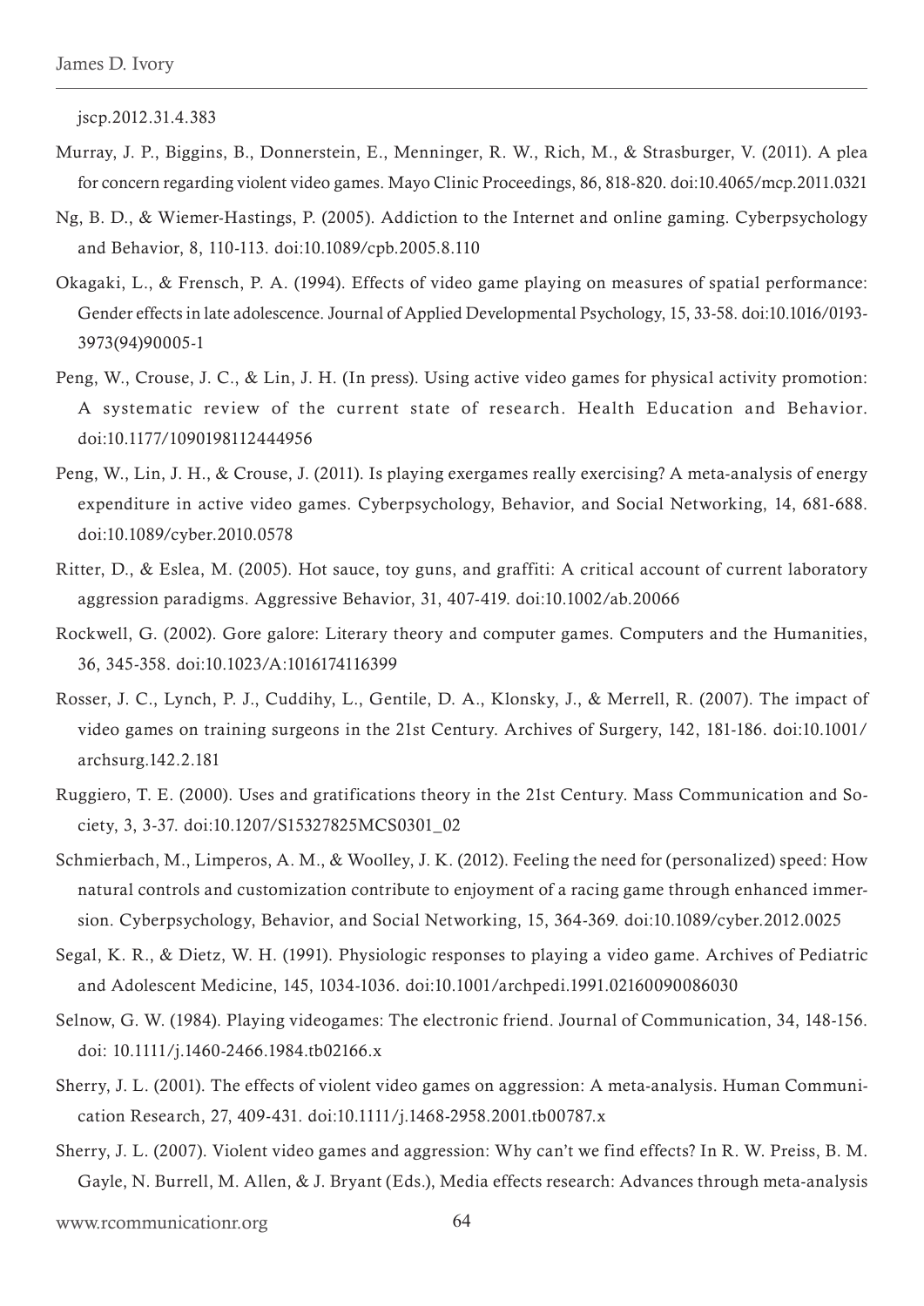jscp.2012.31.4.383

Murray, J. P., Biggins, B., Donnerstein, E., Menninger, R. W., Rich, M., & Strasburger, V. (2011). A plea for concern regarding violent video games. Mayo Clinic Proceedings, 86, 818-820. doi:10.4065/mcp.2011.0321

Ng, B. D., & Wiemer-Hastings, P. (2005). Addiction to the Internet and online gaming. Cyberpsychology and Behavior, 8, 110-113. doi:10.1089/cpb.2005.8.110

Okagaki, L., & Frensch, P. A. (1994). Effects of video game playing on measures of spatial performance: Gender effects in late adolescence. Journal of Applied Developmental Psychology, 15, 33-58. doi:10.1016/0193-3973(94)90005-1

Peng, W., Crouse, J. C., & Lin, J. H. (In press). Using active video games for physical activity promotion: A systematic review of the current state of research. Health Education and Behavior. doi:10.1177/1090198112444956

Peng, W., Lin, J. H., & Crouse, J. (2011). Is playing exergames really exercising? A meta-analysis of energy expenditure in active video games. Cyberpsychology, Behavior, and Social Networking, 14, 681-688. doi:10.1089/cyber.2010.0578

Ritter, D., & Eslea, M. (2005). Hot sauce, toy guns, and graffiti: A critical account of current laboratory aggression paradigms. Aggressive Behavior, 31, 407-419. doi:10.1002/ab.20066

Rockwell, G. (2002). Gore galore: Literary theory and computer games. Computers and the Humanities, 36, 345-358. doi:10.1023/A:1016174116399

Rosser, J. C., Lynch, P. J., Cuddihy, L., Gentile, D. A., Klonsky, J., & Merrell, R. (2007). The impact of video games on training surgeons in the 21st Century. Archives of Surgery, 142, 181-186. doi:10.1001/archsurg.142.2.181

Ruggiero, T. E. (2000). Uses and gratifications theory in the 21st Century. Mass Communication and Society, 3, 3-37. doi:10.1207/S15327825MCS0301_02

Schmierbach, M., Limperos, A. M., & Woolley, J. K. (2012). Feeling the need for (personalized) speed: How natural controls and customization contribute to enjoyment of a racing game through enhanced immersion. Cyberpsychology, Behavior, and Social Networking, 15, 364-369. doi:10.1089/cyber.2012.0025

Segal, K. R., & Dietz, W. H. (1991). Physiologic responses to playing a video game. Archives of Pediatric and Adolescent Medicine, 145, 1034-1036. doi:10.1001/archpedi.1991.02160090086030

Selnow, G. W. (1984). Playing videogames: The electronic friend. Journal of Communication, 34, 148-156. doi: 10.1111/j.1460-2466.1984.tb02166.x

Sherry, J. L. (2001). The effects of violent video games on aggression: A meta-analysis. Human Communication Research, 27, 409-431. doi:10.1111/j.1468-2958.2001.tb00787.x

Sherry, J. L. (2007). Violent video games and aggression: Why can't we find effects? In R. W. Preiss, B. M. Gayle, N. Burrell, M. Allen, & J. Bryant (Eds.), Media effects research: Advances through meta-analysis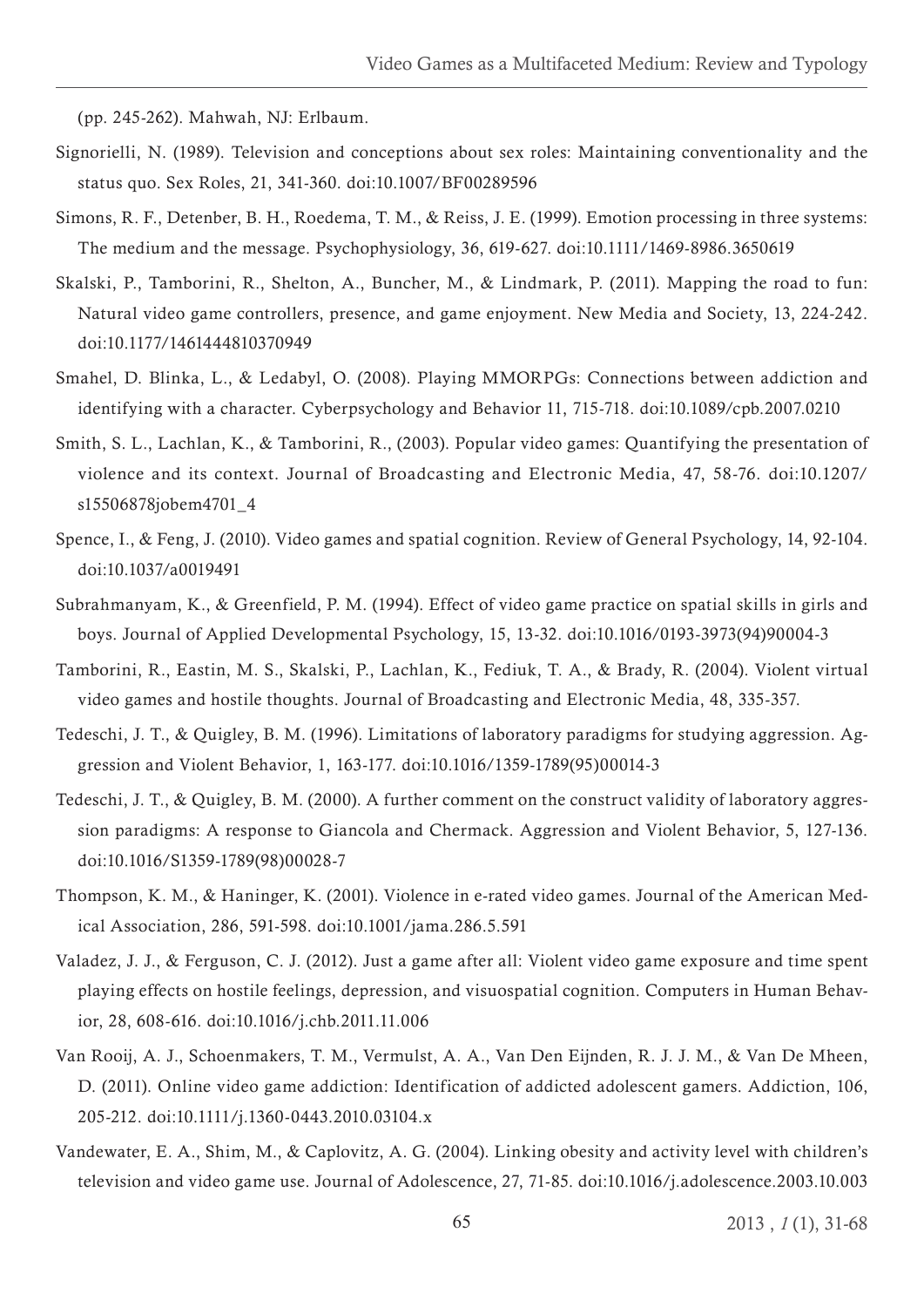(pp. 245-262). Mahwah, NJ: Erlbaum.

Signorielli, N. (1989). Television and conceptions about sex roles: Maintaining conventionality and the status quo. Sex Roles, 21, 341-360. doi:10.1007/BF00289596

Simons, R. F., Detenber, B. H., Roedema, T. M., & Reiss, J. E. (1999). Emotion processing in three systems: The medium and the message. Psychophysiology, 36, 619-627. doi:10.1111/1469-8986.3650619

Skalski, P., Tamborini, R., Shelton, A., Buncher, M., & Lindmark, P. (2011). Mapping the road to fun: Natural video game controllers, presence, and game enjoyment. New Media and Society, 13, 224-242. doi:10.1177/1461444810370949

Smahel, D. Blinka, L., & Ledabyl, O. (2008). Playing MMORPGs: Connections between addiction and identifying with a character. Cyberpsychology and Behavior 11, 715-718. doi:10.1089/cpb.2007.0210

Smith, S. L., Lachlan, K., & Tamborini, R., (2003). Popular video games: Quantifying the presentation of violence and its context. Journal of Broadcasting and Electronic Media, 47, 58-76. doi:10.1207/s15506878jobem4701_4

Spence, I., & Feng, J. (2010). Video games and spatial cognition. Review of General Psychology, 14, 92-104. doi:10.1037/a0019491

Subrahmanyam, K., & Greenfield, P. M. (1994). Effect of video game practice on spatial skills in girls and boys. Journal of Applied Developmental Psychology, 15, 13-32. doi:10.1016/0193-3973(94)90004-3

Tamborini, R., Eastin, M. S., Skalski, P., Lachlan, K., Fediuk, T. A., & Brady, R. (2004). Violent virtual video games and hostile thoughts. Journal of Broadcasting and Electronic Media, 48, 335-357.

Tedeschi, J. T., & Quigley, B. M. (1996). Limitations of laboratory paradigms for studying aggression. Aggression and Violent Behavior, 1, 163-177. doi:10.1016/1359-1789(95)00014-3

Tedeschi, J. T., & Quigley, B. M. (2000). A further comment on the construct validity of laboratory aggression paradigms: A response to Giancola and Chermack. Aggression and Violent Behavior, 5, 127-136. doi:10.1016/S1359-1789(98)00028-7

Thompson, K. M., & Haninger, K. (2001). Violence in e-rated video games. Journal of the American Medical Association, 286, 591-598. doi:10.1001/jama.286.5.591

Valadez, J. J., & Ferguson, C. J. (2012). Just a game after all: Violent video game exposure and time spent playing effects on hostile feelings, depression, and visuospatial cognition. Computers in Human Behavior, 28, 608-616. doi:10.1016/j.chb.2011.11.006

Van Rooij, A. J., Schoenmakers, T. M., Vermulst, A. A., Van Den Eijnden, R. J. J. M., & Van De Mheen, D. (2011). Online video game addiction: Identification of addicted adolescent gamers. Addiction, 106, 205-212. doi:10.1111/j.1360-0443.2010.03104.x

Vandewater, E. A., Shim, M., & Caplovitz, A. G. (2004). Linking obesity and activity level with children's television and video game use. Journal of Adolescence, 27, 71-85. doi:10.1016/j.adolescence.2003.10.003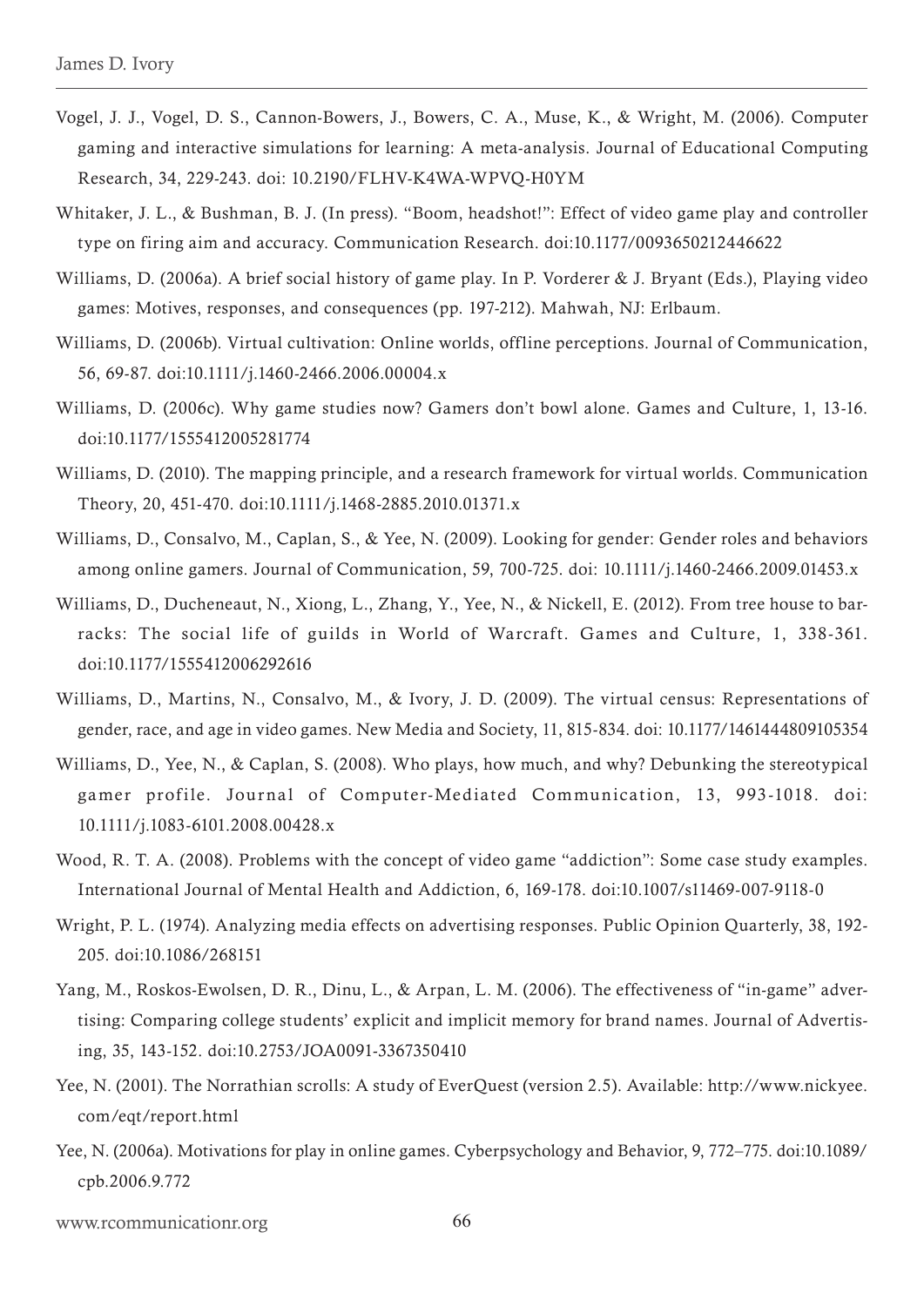Vogel, J. J., Vogel, D. S., Cannon-Bowers, J., Bowers, C. A., Muse, K., & Wright, M. (2006). Computer gaming and interactive simulations for learning: A meta-analysis. Journal of Educational Computing Research, 34, 229-243. doi: 10.2190/FLHV-K4WA-WPVQ-H0YM

Whitaker, J. L., & Bushman, B. J. (In press). "Boom, headshot!": Effect of video game play and controller type on firing aim and accuracy. Communication Research. doi:10.1177/0093650212446622

Williams, D. (2006a). A brief social history of game play. In P. Vorderer & J. Bryant (Eds.), Playing video games: Motives, responses, and consequences (pp. 197-212). Mahwah, NJ: Erlbaum.

Williams, D. (2006b). Virtual cultivation: Online worlds, offline perceptions. Journal of Communication, 56, 69-87. doi:10.1111/j.1460-2466.2006.00004.x

Williams, D. (2006c). Why game studies now? Gamers don't bowl alone. Games and Culture, 1, 13-16. doi:10.1177/1555412005281774

Williams, D. (2010). The mapping principle, and a research framework for virtual worlds. Communication Theory, 20, 451-470. doi:10.1111/j.1468-2885.2010.01371.x

Williams, D., Consalvo, M., Caplan, S., & Yee, N. (2009). Looking for gender: Gender roles and behaviors among online gamers. Journal of Communication, 59, 700-725. doi: 10.1111/j.1460-2466.2009.01453.x

Williams, D., Ducheneaut, N., Xiong, L., Zhang, Y., Yee, N., & Nickell, E. (2012). From tree house to barracks: The social life of guilds in World of Warcraft. Games and Culture, 1, 338-361. doi:10.1177/1555412006292616

Williams, D., Martins, N., Consalvo, M., & Ivory, J. D. (2009). The virtual census: Representations of gender, race, and age in video games. New Media and Society, 11, 815-834. doi: 10.1177/1461444809105354

Williams, D., Yee, N., & Caplan, S. (2008). Who plays, how much, and why? Debunking the stereotypical gamer profile. Journal of Computer-Mediated Communication, 13, 993-1018. doi: 10.1111/j.1083-6101.2008.00428.x

Wood, R. T. A. (2008). Problems with the concept of video game "addiction": Some case study examples. International Journal of Mental Health and Addiction, 6, 169-178. doi:10.1007/s11469-007-9118-0

Wright, P. L. (1974). Analyzing media effects on advertising responses. Public Opinion Quarterly, 38, 192-205. doi:10.1086/268151

Yang, M., Roskos-Ewolsen, D. R., Dinu, L., & Arpan, L. M. (2006). The effectiveness of "in-game" advertising: Comparing college students' explicit and implicit memory for brand names. Journal of Advertising, 35, 143-152. doi:10.2753/JOA0091-3367350410

Yee, N. (2001). The Norrathian scrolls: A study of EverQuest (version 2.5). Available: http://www.nickyee.com/eqt/report.html

Yee, N. (2006a). Motivations for play in online games. Cyberpsychology and Behavior, 9, 772–775. doi:10.1089/cpb.2006.9.772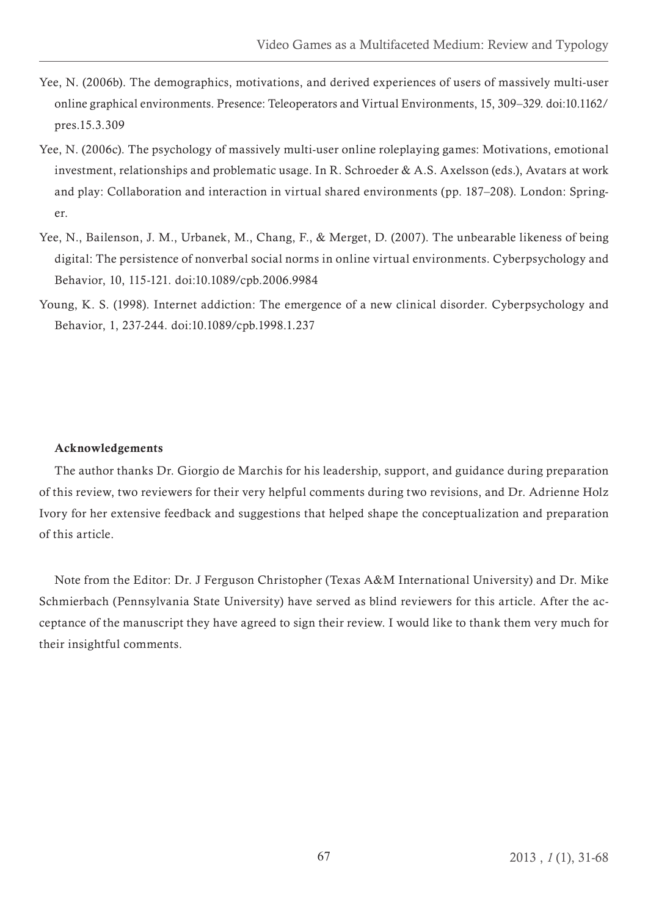Yee, N. (2006b). The demographics, motivations, and derived experiences of users of massively multi-user online graphical environments. Presence: Teleoperators and Virtual Environments, 15, 309–329. doi:10.1162/pres.15.3.309

Yee, N. (2006c). The psychology of massively multi-user online roleplaying games: Motivations, emotional investment, relationships and problematic usage. In R. Schroeder & A.S. Axelsson (eds.), Avatars at work and play: Collaboration and interaction in virtual shared environments (pp. 187–208). London: Springer.

Yee, N., Bailenson, J. M., Urbanek, M., Chang, F., & Merget, D. (2007). The unbearable likeness of being digital: The persistence of nonverbal social norms in online virtual environments. Cyberpsychology and Behavior, 10, 115-121. doi:10.1089/cpb.2006.9984

Young, K. S. (1998). Internet addiction: The emergence of a new clinical disorder. Cyberpsychology and Behavior, 1, 237-244. doi:10.1089/cpb.1998.1.237

**Acknowledgements**

The author thanks Dr. Giorgio de Marchis for his leadership, support, and guidance during preparation of this review, two reviewers for their very helpful comments during two revisions, and Dr. Adrienne Holz Ivory for her extensive feedback and suggestions that helped shape the conceptualization and preparation of this article.

Note from the Editor: Dr. J Ferguson Christopher (Texas A&M International University) and Dr. Mike Schmierbach (Pennsylvania State University) have served as blind reviewers for this article. After the acceptance of the manuscript they have agreed to sign their review. I would like to thank them very much for their insightful comments.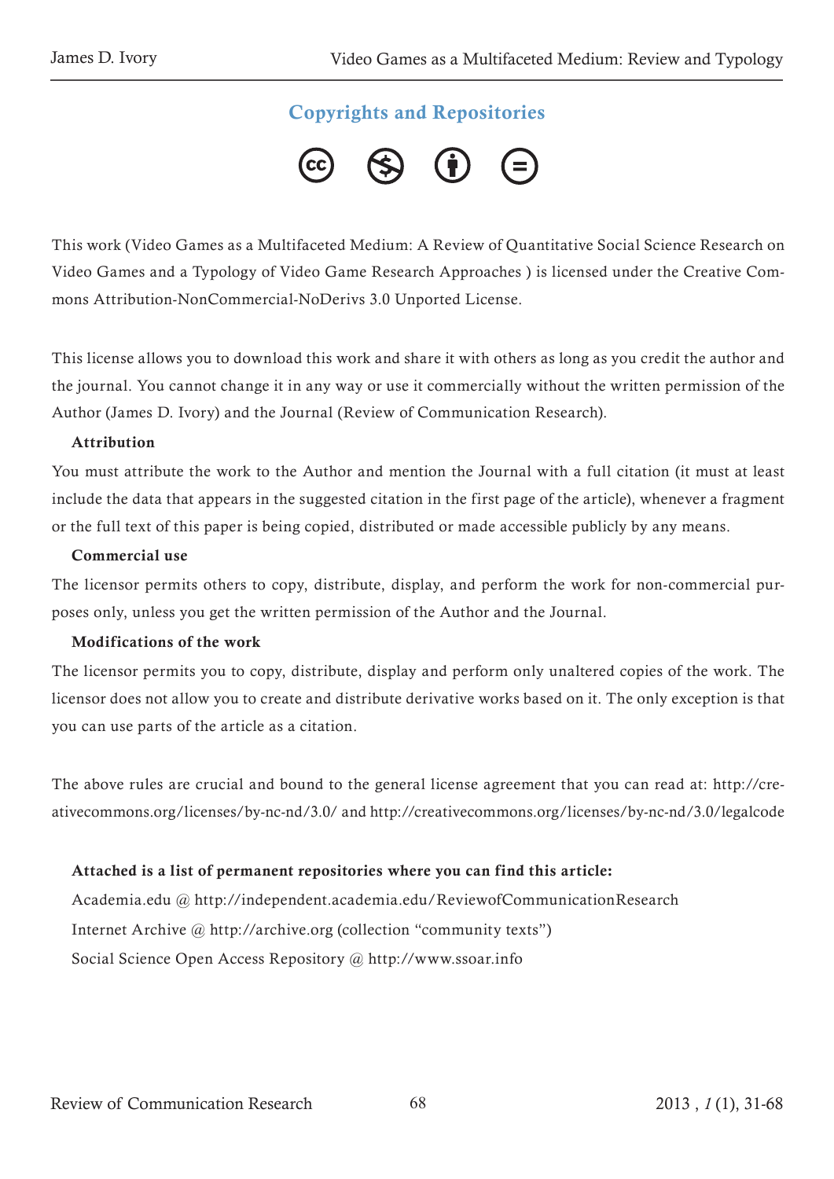## Copyrights and Repositories

This work (Video Games as a Multifaceted Medium: A Review of Quantitative Social Science Research on Video Games and a Typology of Video Game Research Approaches ) is licensed under the Creative Commons Attribution-NonCommercial-NoDerivs 3.0 Unported License.

This license allows you to download this work and share it with others as long as you credit the author and the journal. You cannot change it in any way or use it commercially without the written permission of the Author (James D. Ivory) and the Journal (Review of Communication Research).

**Attribution**

You must attribute the work to the Author and mention the Journal with a full citation (it must at least include the data that appears in the suggested citation in the first page of the article), whenever a fragment or the full text of this paper is being copied, distributed or made accessible publicly by any means.

**Commercial use**

The licensor permits others to copy, distribute, display, and perform the work for non-commercial purposes only, unless you get the written permission of the Author and the Journal.

**Modifications of the work**

The licensor permits you to copy, distribute, display and perform only unaltered copies of the work. The licensor does not allow you to create and distribute derivative works based on it. The only exception is that you can use parts of the article as a citation.

The above rules are crucial and bound to the general license agreement that you can read at: http://creativecommons.org/licenses/by-nc-nd/3.0/ and http://creativecommons.org/licenses/by-nc-nd/3.0/legalcode

**Attached is a list of permanent repositories where you can find this article:**

Academia.edu @ http://independent.academia.edu/ReviewofCommunicationResearch

Internet Archive @ http://archive.org (collection "community texts")

Social Science Open Access Repository @ http://www.ssoar.info